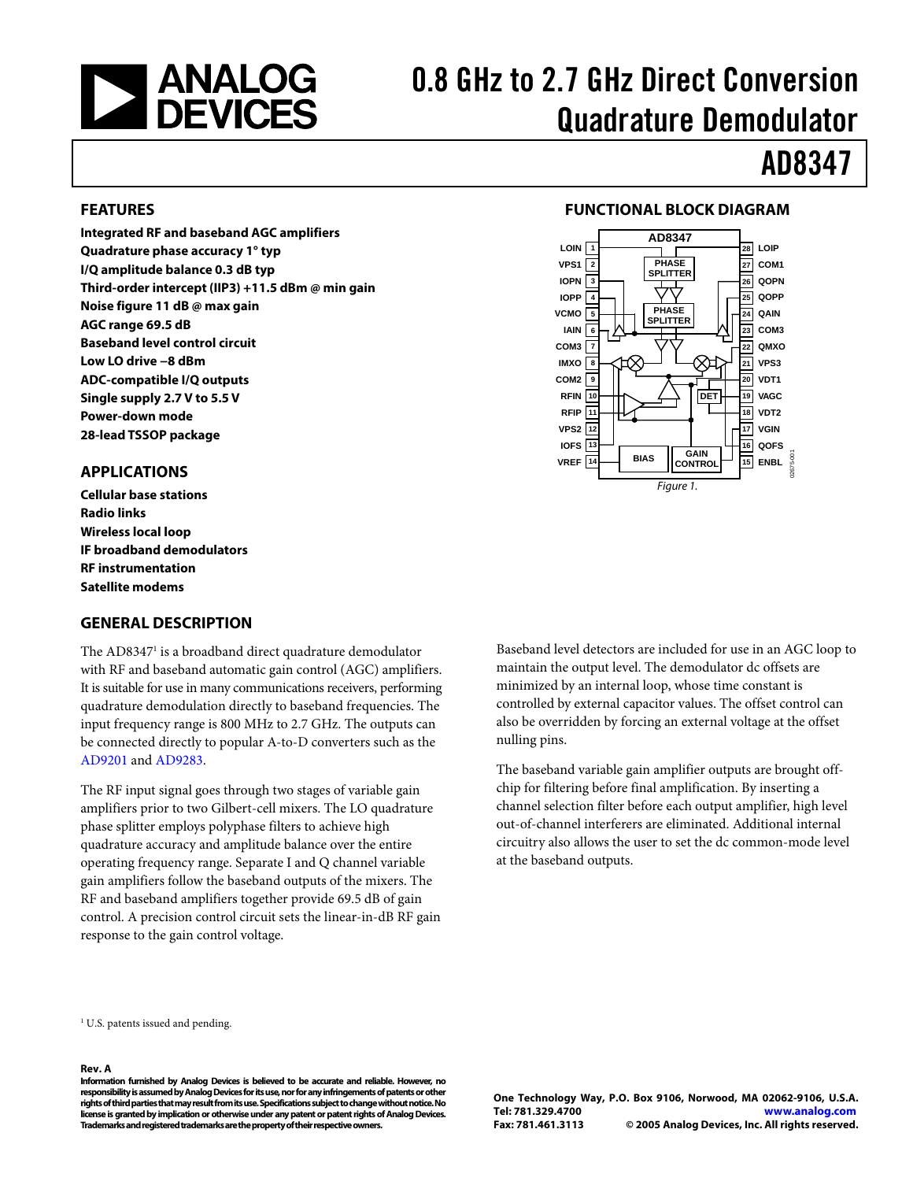# 0.8 GHz to 2.7 GHz Direct Conversion Quadrature Demodulator

# AD8347

## FEATURES

**Integrated RF and baseband AGC amplifiers**
**Quadrature phase accuracy 1° typ**
**I/Q amplitude balance 0.3 dB typ**
**Third-order intercept (IIP3) +11.5 dBm @ min gain**
**Noise figure 11 dB @ max gain**
**AGC range 69.5 dB**
**Baseband level control circuit**
**Low LO drive −8 dBm**
**ADC-compatible I/Q outputs**
**Single supply 2.7 V to 5.5 V**
**Power-down mode**
**28-lead TSSOP package**

## APPLICATIONS

**Cellular base stations**
**Radio links**
**Wireless local loop**
**IF broadband demodulators**
**RF instrumentation**
**Satellite modems**

## FUNCTIONAL BLOCK DIAGRAM

AD8347

LOIN 1
VPS1 2
IOPN 3
IOPP 4
VCMO 5
IAIN 6
COM3 7
IMXO 8
COM2 9
RFIN 10
RFIP 11
VPS2 12
IOFS 13
VREF 14

28 LOIP
27 COM1
26 QOPN
25 QOPP
24 QAIN
23 COM3
22 QMXO
21 VPS3
20 VDT1
19 VAGC
18 VDT2
17 VGIN
16 QOFS
15 ENBL

PHASE SPLITTER
PHASE SPLITTER
DET
BIAS
GAIN CONTROL

02675-001

Figure 1.

## GENERAL DESCRIPTION

The AD8347[1] is a broadband direct quadrature demodulator with RF and baseband automatic gain control (AGC) amplifiers. It is suitable for use in many communications receivers, performing quadrature demodulation directly to baseband frequencies. The input frequency range is 800 MHz to 2.7 GHz. The outputs can be connected directly to popular A-to-D converters such as the AD9201 and AD9283.

The RF input signal goes through two stages of variable gain amplifiers prior to two Gilbert-cell mixers. The LO quadrature phase splitter employs polyphase filters to achieve high quadrature accuracy and amplitude balance over the entire operating frequency range. Separate I and Q channel variable gain amplifiers follow the baseband outputs of the mixers. The RF and baseband amplifiers together provide 69.5 dB of gain control. A precision control circuit sets the linear-in-dB RF gain response to the gain control voltage.

Baseband level detectors are included for use in an AGC loop to maintain the output level. The demodulator dc offsets are minimized by an internal loop, whose time constant is controlled by external capacitor values. The offset control can also be overridden by forcing an external voltage at the offset nulling pins.

The baseband variable gain amplifier outputs are brought off-chip for filtering before final amplification. By inserting a channel selection filter before each output amplifier, high level out-of-channel interferers are eliminated. Additional internal circuitry also allows the user to set the dc common-mode level at the baseband outputs.

[1] U.S. patents issued and pending.

**Rev. A**

**Information furnished by Analog Devices is believed to be accurate and reliable. However, no responsibility is assumed by Analog Devices for its use, nor for any infringements of patents or other rights of third parties that may result from its use. Specifications subject to change without notice. No license is granted by implication or otherwise under any patent or patent rights of Analog Devices. Trademarks and registered trademarks are the property of their respective owners.**

**One Technology Way, P.O. Box 9106, Norwood, MA 02062-9106, U.S.A.**
**Tel: 781.329.4700 www.analog.com**
**Fax: 781.461.3113 © 2005 Analog Devices, Inc. All rights reserved.**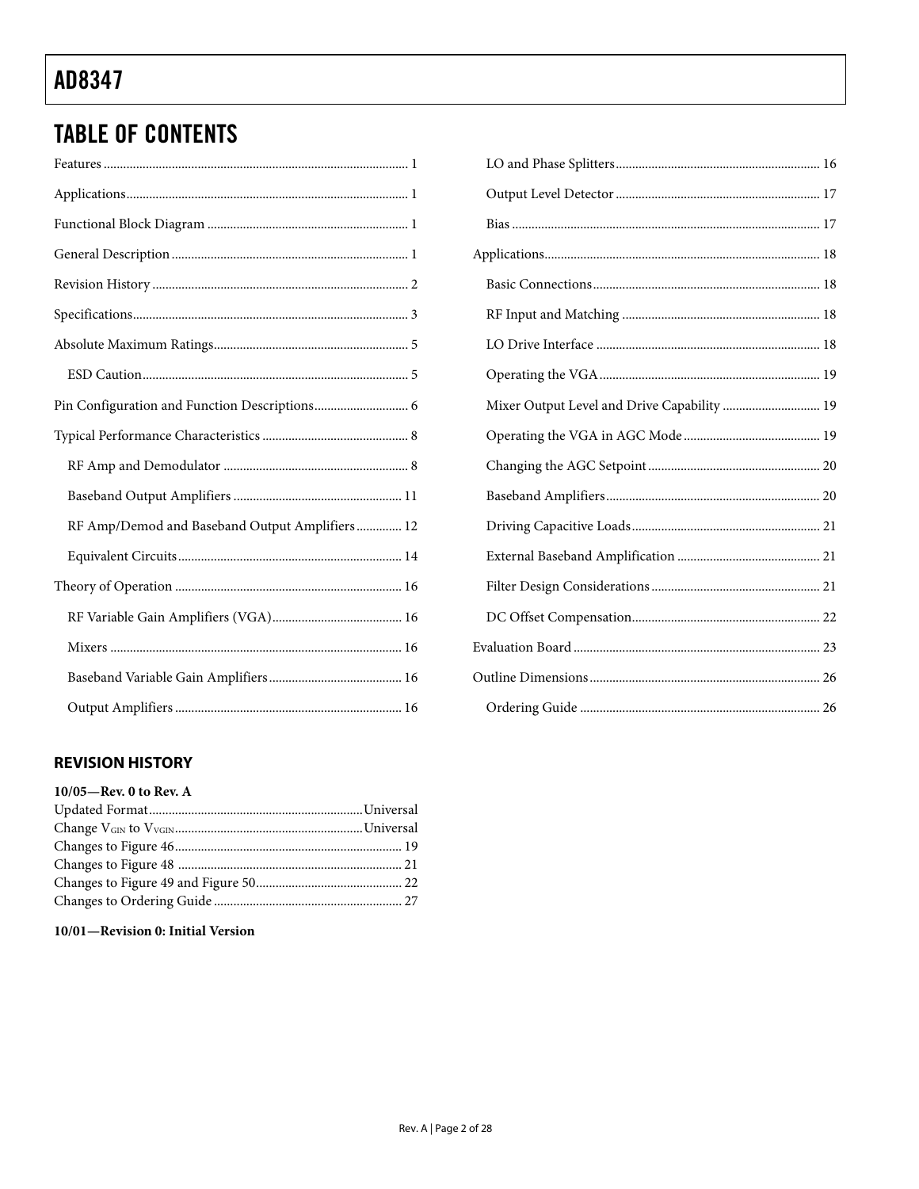## TABLE OF CONTENTS

Features ... 1
Applications ... 1
Functional Block Diagram ... 1
General Description ... 1
Revision History ... 2
Specifications ... 3
Absolute Maximum Ratings ... 5
  ESD Caution ... 5
Pin Configuration and Function Descriptions ... 6
Typical Performance Characteristics ... 8
  RF Amp and Demodulator ... 8
  Baseband Output Amplifiers ... 11
  RF Amp/Demod and Baseband Output Amplifiers ... 12
  Equivalent Circuits ... 14
Theory of Operation ... 16
  RF Variable Gain Amplifiers (VGA) ... 16
  Mixers ... 16
  Baseband Variable Gain Amplifiers ... 16
  Output Amplifiers ... 16
  LO and Phase Splitters ... 16
  Output Level Detector ... 17
  Bias ... 17
Applications ... 18
  Basic Connections ... 18
  RF Input and Matching ... 18
  LO Drive Interface ... 18
  Operating the VGA ... 19
  Mixer Output Level and Drive Capability ... 19
  Operating the VGA in AGC Mode ... 19
  Changing the AGC Setpoint ... 20
  Baseband Amplifiers ... 20
  Driving Capacitive Loads ... 21
  External Baseband Amplification ... 21
  Filter Design Considerations ... 21
  DC Offset Compensation ... 22
Evaluation Board ... 23
Outline Dimensions ... 26
  Ordering Guide ... 26

### REVISION HISTORY

**10/05—Rev. 0 to Rev. A**

Updated Format ... Universal
Change $V_{GIN}$ to $V_{VGIN}$ ... Universal
Changes to Figure 46 ... 19
Changes to Figure 48 ... 21
Changes to Figure 49 and Figure 50 ... 22
Changes to Ordering Guide ... 27

**10/01—Revision 0: Initial Version**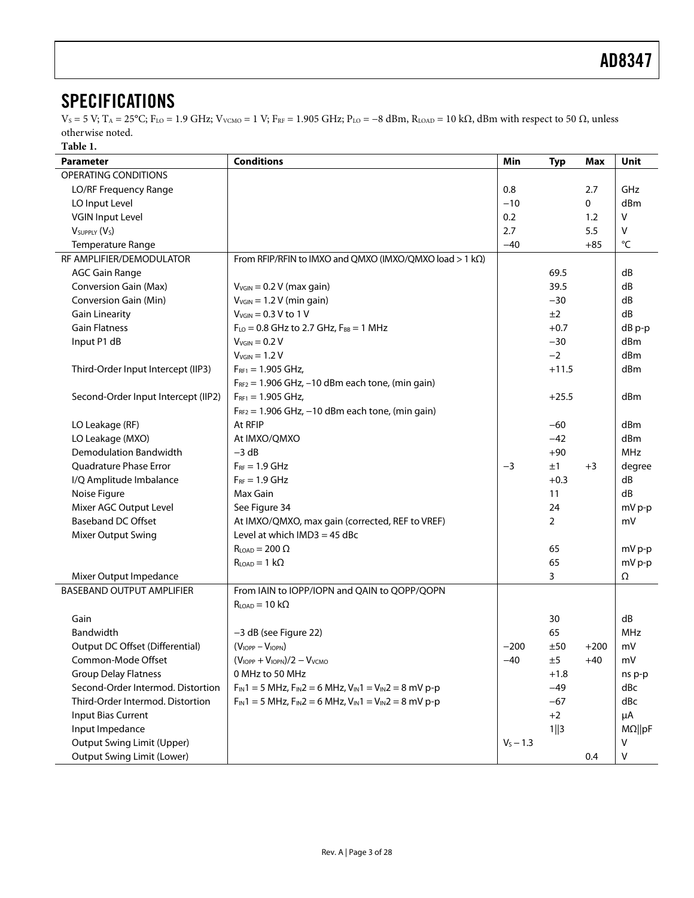## SPECIFICATIONS

$V_S$ = 5 V; $T_A$ = 25°C; $F_{LO}$ = 1.9 GHz; $V_{VCMO}$ = 1 V; $F_{RF}$ = 1.905 GHz; $P_{LO}$ = −8 dBm, $R_{LOAD}$ = 10 kΩ, dBm with respect to 50 Ω, unless otherwise noted.

**Table 1.**

| Parameter | Conditions | Min | Typ | Max | Unit |
|---|---|---|---|---|---|
| OPERATING CONDITIONS | | | | | |
| LO/RF Frequency Range | | 0.8 | | 2.7 | GHz |
| LO Input Level | | −10 | | 0 | dBm |
| VGIN Input Level | | 0.2 | | 1.2 | V |
| $V_{SUPPLY}$ ($V_S$) | | 2.7 | | 5.5 | V |
| Temperature Range | | −40 | | +85 | °C |
| RF AMPLIFIER/DEMODULATOR | From RFIP/RFIN to IMXO and QMXO (IMXO/QMXO load > 1 kΩ) | | | | |
| AGC Gain Range | | | 69.5 | | dB |
| Conversion Gain (Max) | $V_{VGIN}$ = 0.2 V (max gain) | | 39.5 | | dB |
| Conversion Gain (Min) | $V_{VGIN}$ = 1.2 V (min gain) | | −30 | | dB |
| Gain Linearity | $V_{VGIN}$ = 0.3 V to 1 V | | ±2 | | dB |
| Gain Flatness | $F_{LO}$ = 0.8 GHz to 2.7 GHz, $F_{BB}$ = 1 MHz | | +0.7 | | dB p-p |
| Input P1 dB | $V_{VGIN}$ = 0.2 V | | −30 | | dBm |
| | $V_{VGIN}$ = 1.2 V | | −2 | | dBm |
| Third-Order Input Intercept (IIP3) | $F_{RF1}$ = 1.905 GHz, $F_{RF2}$ = 1.906 GHz, −10 dBm each tone, (min gain) | | +11.5 | | dBm |
| Second-Order Input Intercept (IIP2) | $F_{RF1}$ = 1.905 GHz, $F_{RF2}$ = 1.906 GHz, −10 dBm each tone, (min gain) | | +25.5 | | dBm |
| LO Leakage (RF) | At RFIP | | −60 | | dBm |
| LO Leakage (MXO) | At IMXO/QMXO | | −42 | | dBm |
| Demodulation Bandwidth | −3 dB | | +90 | | MHz |
| Quadrature Phase Error | $F_{RF}$ = 1.9 GHz | −3 | ±1 | +3 | degree |
| I/Q Amplitude Imbalance | $F_{RF}$ = 1.9 GHz | | +0.3 | | dB |
| Noise Figure | Max Gain | | 11 | | dB |
| Mixer AGC Output Level | See Figure 34 | | 24 | | mV p-p |
| Baseband DC Offset | At IMXO/QMXO, max gain (corrected, REF to VREF) | | 2 | | mV |
| Mixer Output Swing | Level at which IMD3 = 45 dBc | | | | |
| | $R_{LOAD}$ = 200 Ω | | 65 | | mV p-p |
| | $R_{LOAD}$ = 1 kΩ | | 65 | | mV p-p |
| Mixer Output Impedance | | | 3 | | Ω |
| BASEBAND OUTPUT AMPLIFIER | From IAIN to IOPP/IOPN and QAIN to QOPP/QOPN $R_{LOAD}$ = 10 kΩ | | | | |
| Gain | | | 30 | | dB |
| Bandwidth | −3 dB (see Figure 22) | | 65 | | MHz |
| Output DC Offset (Differential) | ($V_{IOPP} - V_{IOPN}$) | −200 | ±50 | +200 | mV |
| Common-Mode Offset | $(V_{IOPP} + V_{IOPN})/2 - V_{VCMO}$ | −40 | ±5 | +40 | mV |
| Group Delay Flatness | 0 MHz to 50 MHz | | +1.8 | | ns p-p |
| Second-Order Intermod. Distortion | $F_{IN}1$ = 5 MHz, $F_{IN}2$ = 6 MHz, $V_{IN}1 = V_{IN}2$ = 8 mV p-p | | −49 | | dBc |
| Third-Order Intermod. Distortion | $F_{IN}1$ = 5 MHz, $F_{IN}2$ = 6 MHz, $V_{IN}1 = V_{IN}2$ = 8 mV p-p | | −67 | | dBc |
| Input Bias Current | | | +2 | | µA |
| Input Impedance | | | 1‖3 | | MΩ‖pF |
| Output Swing Limit (Upper) | | $V_S$ − 1.3 | | | V |
| Output Swing Limit (Lower) | | | | 0.4 | V |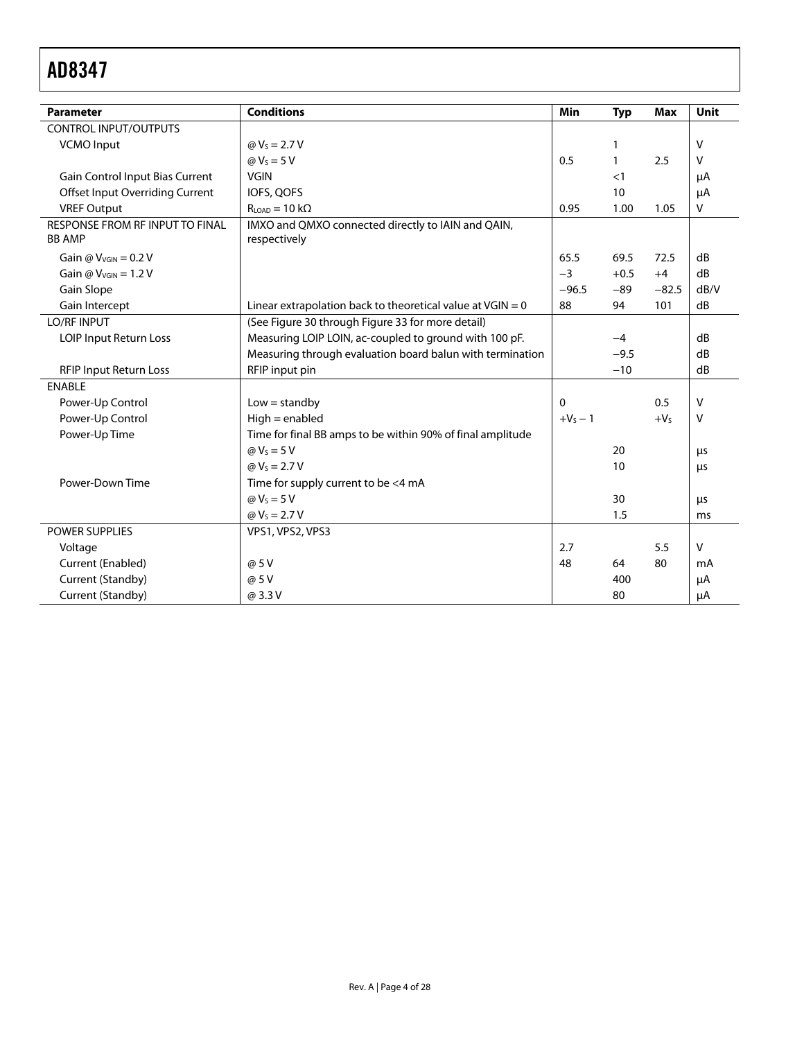| Parameter | Conditions | Min | Typ | Max | Unit |
|---|---|---|---|---|---|
| CONTROL INPUT/OUTPUTS | | | | | |
| VCMO Input | @ $V_S$ = 2.7 V | | 1 | | V |
| | @ $V_S$ = 5 V | 0.5 | 1 | 2.5 | V |
| Gain Control Input Bias Current | VGIN | | <1 | | μA |
| Offset Input Overriding Current | IOFS, QOFS | | 10 | | μA |
| VREF Output | $R_{LOAD}$ = 10 kΩ | 0.95 | 1.00 | 1.05 | V |
| RESPONSE FROM RF INPUT TO FINAL BB AMP | IMXO and QMXO connected directly to IAIN and QAIN, respectively | | | | |
| Gain @ $V_{VGIN}$ = 0.2 V | | 65.5 | 69.5 | 72.5 | dB |
| Gain @ $V_{VGIN}$ = 1.2 V | | −3 | +0.5 | +4 | dB |
| Gain Slope | | −96.5 | −89 | −82.5 | dB/V |
| Gain Intercept | Linear extrapolation back to theoretical value at VGIN = 0 | 88 | 94 | 101 | dB |
| LO/RF INPUT | (See Figure 30 through Figure 33 for more detail) | | | | |
| LOIP Input Return Loss | Measuring LOIP LOIN, ac-coupled to ground with 100 pF. | | −4 | | dB |
| | Measuring through evaluation board balun with termination | | −9.5 | | dB |
| RFIP Input Return Loss | RFIP input pin | | −10 | | dB |
| ENABLE | | | | | |
| Power-Up Control | Low = standby | 0 | | 0.5 | V |
| Power-Up Control | High = enabled | $+V_S − 1$ | | $+V_S$ | V |
| Power-Up Time | Time for final BB amps to be within 90% of final amplitude | | | | |
| | @ $V_S$ = 5 V | | 20 | | μs |
| | @ $V_S$ = 2.7 V | | 10 | | μs |
| Power-Down Time | Time for supply current to be <4 mA | | | | |
| | @ $V_S$ = 5 V | | 30 | | μs |
| | @ $V_S$ = 2.7 V | | 1.5 | | ms |
| POWER SUPPLIES | VPS1, VPS2, VPS3 | | | | |
| Voltage | | 2.7 | | 5.5 | V |
| Current (Enabled) | @ 5 V | 48 | 64 | 80 | mA |
| Current (Standby) | @ 5 V | | 400 | | μA |
| Current (Standby) | @ 3.3 V | | 80 | | μA |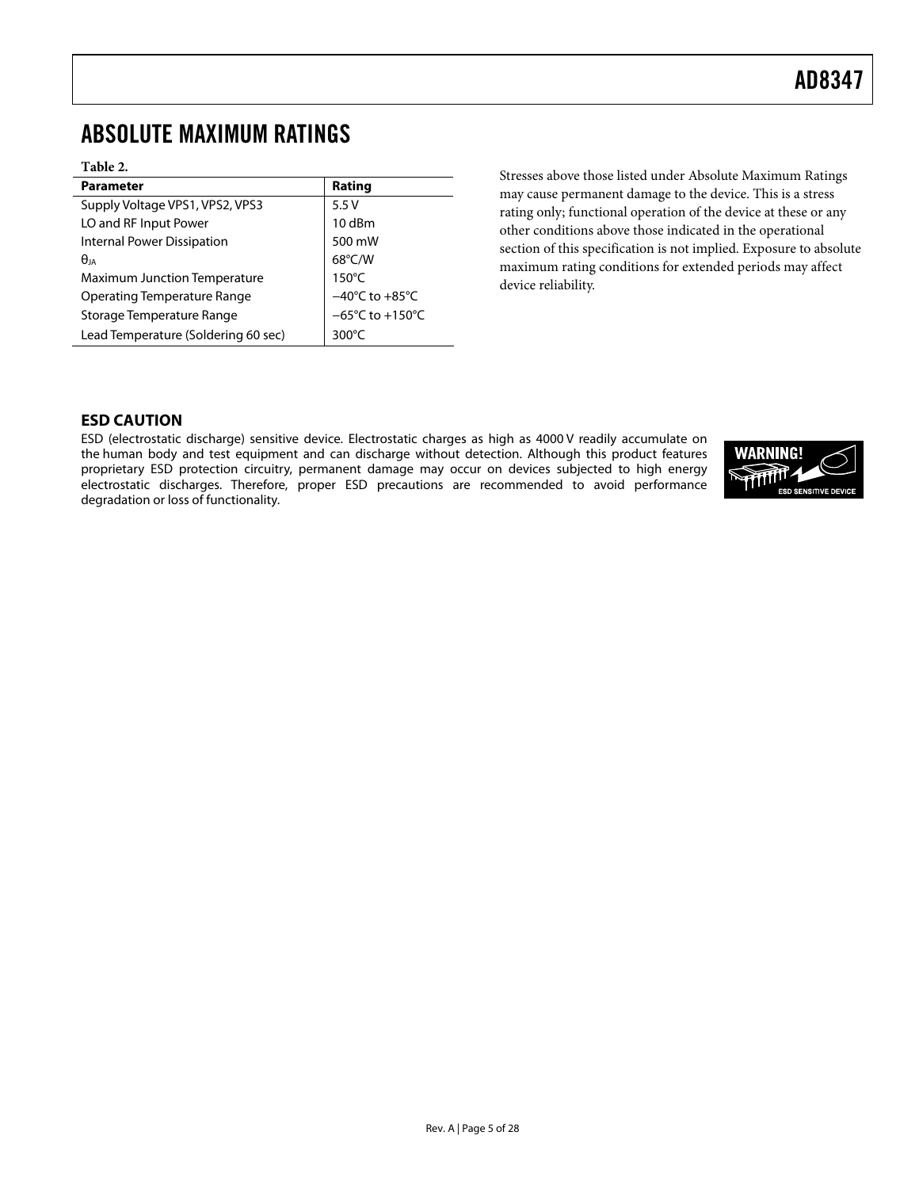## ABSOLUTE MAXIMUM RATINGS

**Table 2.**

| Parameter | Rating |
|---|---|
| Supply Voltage VPS1, VPS2, VPS3 | 5.5 V |
| LO and RF Input Power | 10 dBm |
| Internal Power Dissipation | 500 mW |
| $\theta_{JA}$ | 68°C/W |
| Maximum Junction Temperature | 150°C |
| Operating Temperature Range | −40°C to +85°C |
| Storage Temperature Range | −65°C to +150°C |
| Lead Temperature (Soldering 60 sec) | 300°C |

Stresses above those listed under Absolute Maximum Ratings may cause permanent damage to the device. This is a stress rating only; functional operation of the device at these or any other conditions above those indicated in the operational section of this specification is not implied. Exposure to absolute maximum rating conditions for extended periods may affect device reliability.

### ESD CAUTION

ESD (electrostatic discharge) sensitive device. Electrostatic charges as high as 4000 V readily accumulate on the human body and test equipment and can discharge without detection. Although this product features proprietary ESD protection circuitry, permanent damage may occur on devices subjected to high energy electrostatic discharges. Therefore, proper ESD precautions are recommended to avoid performance degradation or loss of functionality.

WARNING!

ESD SENSITIVE DEVICE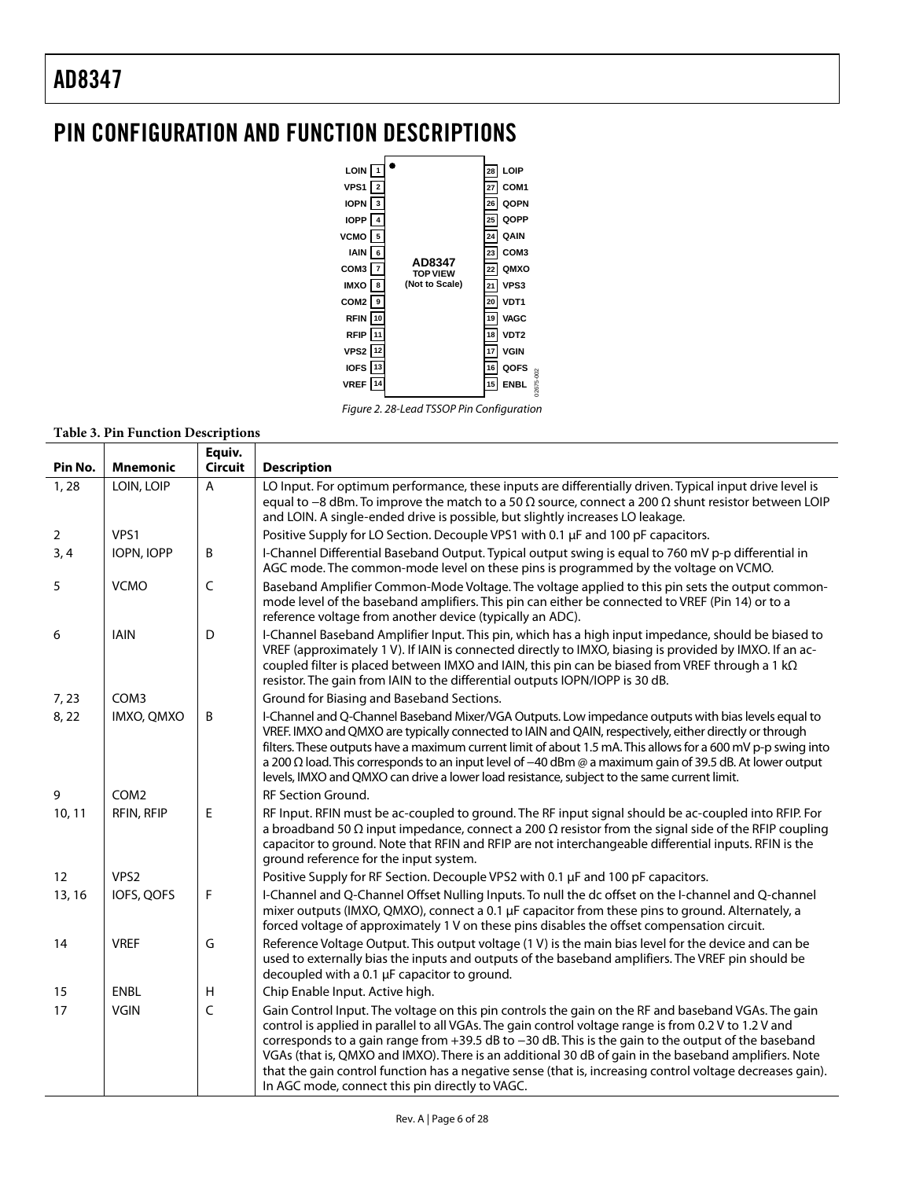## PIN CONFIGURATION AND FUNCTION DESCRIPTIONS

| | | | |
|---|---|---|---|
| LOIN | 1 | 28 | LOIP |
| VPS1 | 2 | 27 | COM1 |
| IOPN | 3 | 26 | QOPN |
| IOPP | 4 | 25 | QOPP |
| VCMO | 5 | 24 | QAIN |
| IAIN | 6 | 23 | COM3 |
| COM3 | 7 | 22 | QMXO |
| IMXO | 8 | 21 | VPS3 |
| COM2 | 9 | 20 | VDT1 |
| RFIN | 10 | 19 | VAGC |
| RFIP | 11 | 18 | VDT2 |
| VPS2 | 12 | 17 | VGIN |
| IOFS | 13 | 16 | QOFS |
| VREF | 14 | 15 | ENBL |

AD8347
TOP VIEW
(Not to Scale)

02675-002

*Figure 2. 28-Lead TSSOP Pin Configuration*

**Table 3. Pin Function Descriptions**

| Pin No. | Mnemonic | Equiv. Circuit | Description |
|---|---|---|---|
| 1, 28 | LOIN, LOIP | A | LO Input. For optimum performance, these inputs are differentially driven. Typical input drive level is equal to −8 dBm. To improve the match to a 50 Ω source, connect a 200 Ω shunt resistor between LOIP and LOIN. A single-ended drive is possible, but slightly increases LO leakage. |
| 2 | VPS1 | | Positive Supply for LO Section. Decouple VPS1 with 0.1 μF and 100 pF capacitors. |
| 3, 4 | IOPN, IOPP | B | I-Channel Differential Baseband Output. Typical output swing is equal to 760 mV p-p differential in AGC mode. The common-mode level on these pins is programmed by the voltage on VCMO. |
| 5 | VCMO | C | Baseband Amplifier Common-Mode Voltage. The voltage applied to this pin sets the output common-mode level of the baseband amplifiers. This pin can either be connected to VREF (Pin 14) or to a reference voltage from another device (typically an ADC). |
| 6 | IAIN | D | I-Channel Baseband Amplifier Input. This pin, which has a high input impedance, should be biased to VREF (approximately 1 V). If IAIN is connected directly to IMXO, biasing is provided by IMXO. If an ac-coupled filter is placed between IMXO and IAIN, this pin can be biased from VREF through a 1 kΩ resistor. The gain from IAIN to the differential outputs IOPN/IOPP is 30 dB. |
| 7, 23 | COM3 | | Ground for Biasing and Baseband Sections. |
| 8, 22 | IMXO, QMXO | B | I-Channel and Q-Channel Baseband Mixer/VGA Outputs. Low impedance outputs with bias levels equal to VREF. IMXO and QMXO are typically connected to IAIN and QAIN, respectively, either directly or through filters. These outputs have a maximum current limit of about 1.5 mA. This allows for a 600 mV p-p swing into a 200 Ω load. This corresponds to an input level of −40 dBm @ a maximum gain of 39.5 dB. At lower output levels, IMXO and QMXO can drive a lower load resistance, subject to the same current limit. |
| 9 | COM2 | | RF Section Ground. |
| 10, 11 | RFIN, RFIP | E | RF Input. RFIN must be ac-coupled to ground. The RF input signal should be ac-coupled into RFIP. For a broadband 50 Ω input impedance, connect a 200 Ω resistor from the signal side of the RFIP coupling capacitor to ground. Note that RFIN and RFIP are not interchangeable differential inputs. RFIN is the ground reference for the input system. |
| 12 | VPS2 | | Positive Supply for RF Section. Decouple VPS2 with 0.1 μF and 100 pF capacitors. |
| 13, 16 | IOFS, QOFS | F | I-Channel and Q-Channel Offset Nulling Inputs. To null the dc offset on the I-channel and Q-channel mixer outputs (IMXO, QMXO), connect a 0.1 μF capacitor from these pins to ground. Alternately, a forced voltage of approximately 1 V on these pins disables the offset compensation circuit. |
| 14 | VREF | G | Reference Voltage Output. This output voltage (1 V) is the main bias level for the device and can be used to externally bias the inputs and outputs of the baseband amplifiers. The VREF pin should be decoupled with a 0.1 μF capacitor to ground. |
| 15 | ENBL | H | Chip Enable Input. Active high. |
| 17 | VGIN | C | Gain Control Input. The voltage on this pin controls the gain on the RF and baseband VGAs. The gain control is applied in parallel to all VGAs. The gain control voltage range is from 0.2 V to 1.2 V and corresponds to a gain range from +39.5 dB to −30 dB. This is the gain to the output of the baseband VGAs (that is, QMXO and IMXO). There is an additional 30 dB of gain in the baseband amplifiers. Note that the gain control function has a negative sense (that is, increasing control voltage decreases gain). In AGC mode, connect this pin directly to VAGC. |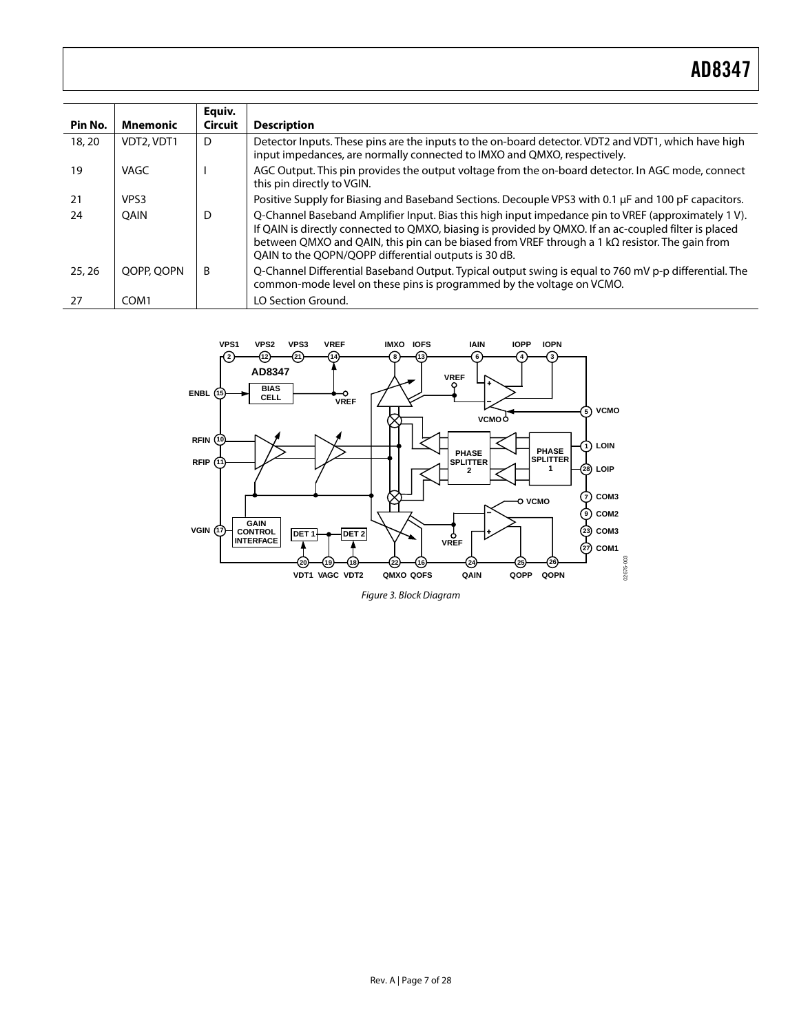| Pin No. | Mnemonic | Equiv. Circuit | Description |
|---|---|---|---|
| 18, 20 | VDT2, VDT1 | D | Detector Inputs. These pins are the inputs to the on-board detector. VDT2 and VDT1, which have high input impedances, are normally connected to IMXO and QMXO, respectively. |
| 19 | VAGC | I | AGC Output. This pin provides the output voltage from the on-board detector. In AGC mode, connect this pin directly to VGIN. |
| 21 | VPS3 | | Positive Supply for Biasing and Baseband Sections. Decouple VPS3 with 0.1 μF and 100 pF capacitors. |
| 24 | QAIN | D | Q-Channel Baseband Amplifier Input. Bias this high input impedance pin to VREF (approximately 1 V). If QAIN is directly connected to QMXO, biasing is provided by QMXO. If an ac-coupled filter is placed between QMXO and QAIN, this pin can be biased from VREF through a 1 kΩ resistor. The gain from QAIN to the QOPN/QOPP differential outputs is 30 dB. |
| 25, 26 | QOPP, QOPN | B | Q-Channel Differential Baseband Output. Typical output swing is equal to 760 mV p-p differential. The common-mode level on these pins is programmed by the voltage on VCMO. |
| 27 | COM1 | | LO Section Ground. |

VPS1 VPS2 VPS3 VREF IMXO IOFS IAIN IOPP IOPN
2 12 21 14 8 13 6 4 3
AD8347
ENBL 15
BIAS CELL
VREF
VREF
VCMO
5 VCMO
RFIN 10
RFIP 11
PHASE SPLITTER 2
PHASE SPLITTER 1
1 LOIN
28 LOIP
7 COM3
VCMO
9 COM2
VGIN 17
GAIN CONTROL INTERFACE
DET 1
DET 2
VREF
23 COM3
27 COM1
20 19 18 22 16 24 25 26
VDT1 VAGC VDT2 QMXO QOFS QAIN QOPP QOPN
02675-003

Figure 3. Block Diagram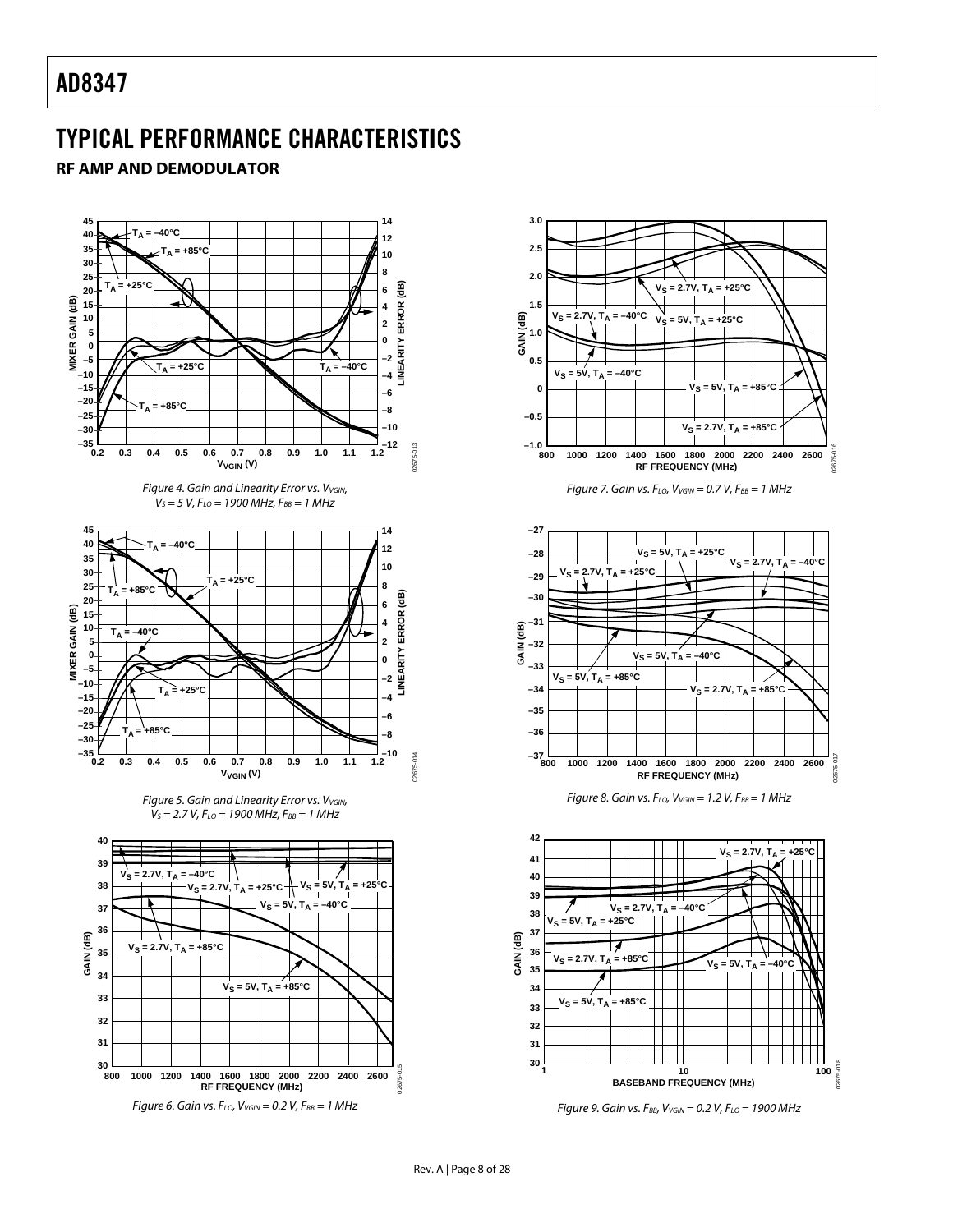## TYPICAL PERFORMANCE CHARACTERISTICS

### RF AMP AND DEMODULATOR

MIXER GAIN (dB)
45
40
35
30
25
20
15
10
5
0
–5
–10
–15
–20
–25
–30
–35
0.2 0.3 0.4 0.5 0.6 0.7 0.8 0.9 1.0 1.1 1.2
$V_{VGIN}$ (V)
LINEARITY ERROR (dB)
14
12
10
8
6
4
2
0
–2
–4
–6
–8
–10
–12
$T_A$ = –40°C
$T_A$ = +85°C
$T_A$ = +25°C
$T_A$ = +25°C
$T_A$ = –40°C
$T_A$ = +85°C
02675-013

*Figure 4. Gain and Linearity Error vs. $V_{VGIN}$, $V_S$ = 5 V, $F_{LO}$ = 1900 MHz, $F_{BB}$ = 1 MHz*

MIXER GAIN (dB)
45
40
35
30
25
20
15
10
5
0
–5
–10
–15
–20
–25
–30
–35
0.2 0.3 0.4 0.5 0.6 0.7 0.8 0.9 1.0 1.1 1.2
$V_{VGIN}$ (V)
LINEARITY ERROR (dB)
14
12
10
8
6
4
2
0
–2
–4
–6
–8
–10
$T_A$ = –40°C
$T_A$ = +25°C
$T_A$ = +85°C
$T_A$ = –40°C
$T_A$ = +25°C
$T_A$ = +85°C
02675-014

*Figure 5. Gain and Linearity Error vs. $V_{VGIN}$, $V_S$ = 2.7 V, $F_{LO}$ = 1900 MHz, $F_{BB}$ = 1 MHz*

GAIN (dB)
40
39
38
37
36
35
34
33
32
31
30
800 1000 1200 1400 1600 1800 2000 2200 2400 2600
RF FREQUENCY (MHz)
$V_S$ = 2.7V, $T_A$ = –40°C
$V_S$ = 2.7V, $T_A$ = +25°C
$V_S$ = 5V, $T_A$ = +25°C
$V_S$ = 5V, $T_A$ = –40°C
$V_S$ = 2.7V, $T_A$ = +85°C
$V_S$ = 5V, $T_A$ = +85°C
02675-015

*Figure 6. Gain vs. $F_{LO}$, $V_{VGIN}$ = 0.2 V, $F_{BB}$ = 1 MHz*

GAIN (dB)
3.0
2.5
2.0
1.5
1.0
0.5
0
–0.5
–1.0
800 1000 1200 1400 1600 1800 2000 2200 2400 2600
RF FREQUENCY (MHz)
$V_S$ = 2.7V, $T_A$ = +25°C
$V_S$ = 2.7V, $T_A$ = –40°C
$V_S$ = 5V, $T_A$ = +25°C
$V_S$ = 5V, $T_A$ = –40°C
$V_S$ = 5V, $T_A$ = +85°C
$V_S$ = 2.7V, $T_A$ = +85°C
02675-016

*Figure 7. Gain vs. $F_{LO}$, $V_{VGIN}$ = 0.7 V, $F_{BB}$ = 1 MHz*

GAIN (dB)
–27
–28
–29
–30
–31
–32
–33
–34
–35
–36
–37
800 1000 1200 1400 1600 1800 2000 2200 2400 2600
RF FREQUENCY (MHz)
$V_S$ = 5V, $T_A$ = +25°C
$V_S$ = 2.7V, $T_A$ = –40°C
$V_S$ = 2.7V, $T_A$ = +25°C
$V_S$ = 5V, $T_A$ = –40°C
$V_S$ = 5V, $T_A$ = +85°C
$V_S$ = 2.7V, $T_A$ = +85°C
02675-017

*Figure 8. Gain vs. $F_{LO}$, $V_{VGIN}$ = 1.2 V, $F_{BB}$ = 1 MHz*

GAIN (dB)
42
41
40
39
38
37
36
35
34
33
32
31
30
1 10 100
BASEBAND FREQUENCY (MHz)
$V_S$ = 2.7V, $T_A$ = +25°C
$V_S$ = 2.7V, $T_A$ = –40°C
$V_S$ = 5V, $T_A$ = +25°C
$V_S$ = 2.7V, $T_A$ = +85°C
$V_S$ = 5V, $T_A$ = –40°C
$V_S$ = 5V, $T_A$ = +85°C
02675-018

*Figure 9. Gain vs. $F_{BB}$, $V_{VGIN}$ = 0.2 V, $F_{LO}$ = 1900 MHz*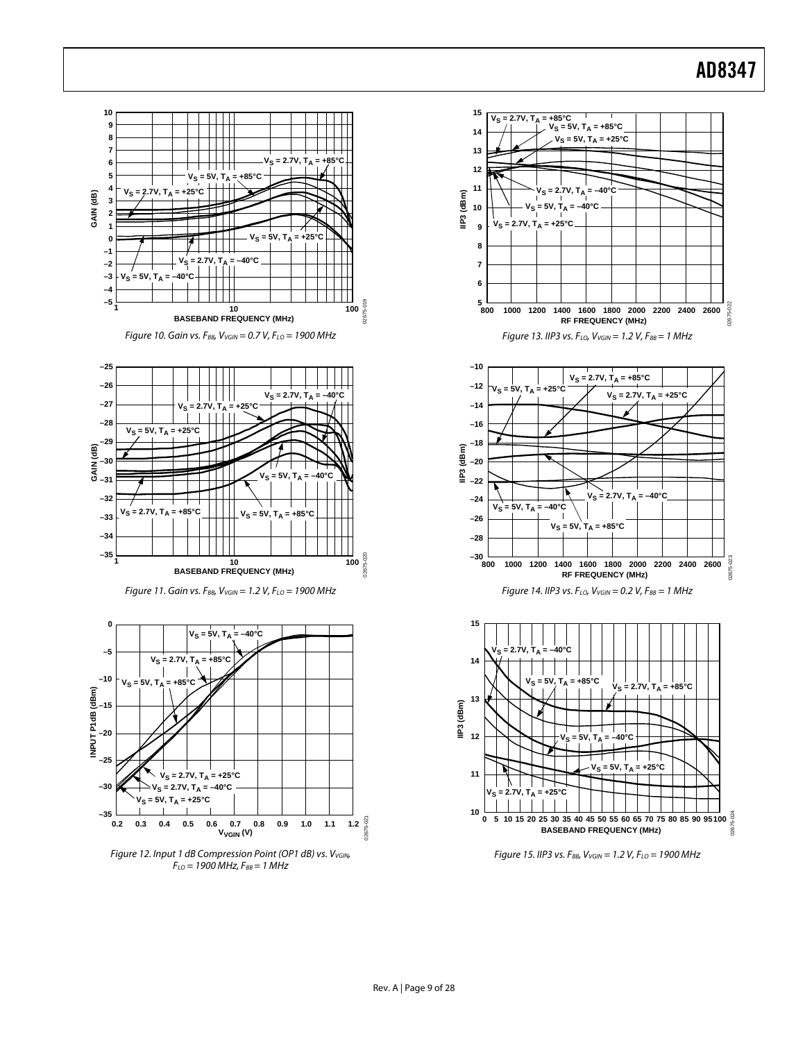GAIN (dB)

10
9
8
7
6
5
4
3
2
1
0
–1
–2
–3
–4
–5

1
10
100

BASEBAND FREQUENCY (MHz)

$V_S$ = 2.7V, $T_A$ = +85°C
$V_S$ = 5V, $T_A$ = +85°C
$V_S$ = 2.7V, $T_A$ = +25°C
$V_S$ = 5V, $T_A$ = +25°C
$V_S$ = 2.7V, $T_A$ = –40°C
$V_S$ = 5V, $T_A$ = –40°C

02675-019

*Figure 10. Gain vs. $F_{BB}$, $V_{VGIN}$ = 0.7 V, $F_{LO}$ = 1900 MHz*

GAIN (dB)

–25
–26
–27
–28
–29
–30
–31
–32
–33
–34
–35

1
10
100

BASEBAND FREQUENCY (MHz)

$V_S$ = 2.7V, $T_A$ = –40°C
$V_S$ = 2.7V, $T_A$ = +25°C
$V_S$ = 5V, $T_A$ = +25°C
$V_S$ = 5V, $T_A$ = –40°C
$V_S$ = 2.7V, $T_A$ = +85°C
$V_S$ = 5V, $T_A$ = +85°C

02675-020

*Figure 11. Gain vs. $F_{BB}$, $V_{VGIN}$ = 1.2 V, $F_{LO}$ = 1900 MHz*

INPUT P1dB (dBm)

0
–5
–10
–15
–20
–25
–30
–35

0.2
0.3
0.4
0.5
0.6
0.7
0.8
0.9
1.0
1.1
1.2

$V_{VGIN}$ (V)

$V_S$ = 5V, $T_A$ = –40°C
$V_S$ = 2.7V, $T_A$ = +85°C
$V_S$ = 5V, $T_A$ = +85°C
$V_S$ = 2.7V, $T_A$ = +25°C
$V_S$ = 2.7V, $T_A$ = –40°C
$V_S$ = 5V, $T_A$ = +25°C

02675-021

*Figure 12. Input 1 dB Compression Point (OP1 dB) vs. $V_{VGIN}$, $F_{LO}$ = 1900 MHz, $F_{BB}$ = 1 MHz*

IIP3 (dBm)

15
14
13
12
11
10
9
8
7
6
5

800
1000
1200
1400
1600
1800
2000
2200
2400
2600

RF FREQUENCY (MHz)

$V_S$ = 2.7V, $T_A$ = +85°C
$V_S$ = 5V, $T_A$ = +85°C
$V_S$ = 5V, $T_A$ = +25°C
$V_S$ = 2.7V, $T_A$ = –40°C
$V_S$ = 5V, $T_A$ = –40°C
$V_S$ = 2.7V, $T_A$ = +25°C

02675-022

*Figure 13. IIP3 vs. $F_{LO}$, $V_{VGIN}$ = 1.2 V, $F_{BB}$ = 1 MHz*

IIP3 (dBm)

–10
–12
–14
–16
–18
–20
–22
–24
–26
–28
–30

800
1000
1200
1400
1600
1800
2000
2200
2400
2600

RF FREQUENCY (MHz)

$V_S$ = 2.7V, $T_A$ = +85°C
$V_S$ = 5V, $T_A$ = +25°C
$V_S$ = 2.7V, $T_A$ = +25°C
$V_S$ = 2.7V, $T_A$ = –40°C
$V_S$ = 5V, $T_A$ = –40°C
$V_S$ = 5V, $T_A$ = +85°C

02675-023

*Figure 14. IIP3 vs. $F_{LO}$, $V_{VGIN}$ = 0.2 V, $F_{BB}$ = 1 MHz*

IIP3 (dBm)

15
14
13
12
11
10

0
5
10
15
20
25
30
35
40
45
50
55
60
65
70
75
80
85
90
95
100

BASEBAND FREQUENCY (MHz)

$V_S$ = 2.7V, $T_A$ = –40°C
$V_S$ = 5V, $T_A$ = +85°C
$V_S$ = 2.7V, $T_A$ = +85°C
$V_S$ = 5V, $T_A$ = –40°C
$V_S$ = 5V, $T_A$ = +25°C
$V_S$ = 2.7V, $T_A$ = +25°C

02675-024

*Figure 15. IIP3 vs. $F_{BB}$, $V_{VGIN}$ = 1.2 V, $F_{LO}$ = 1900 MHz*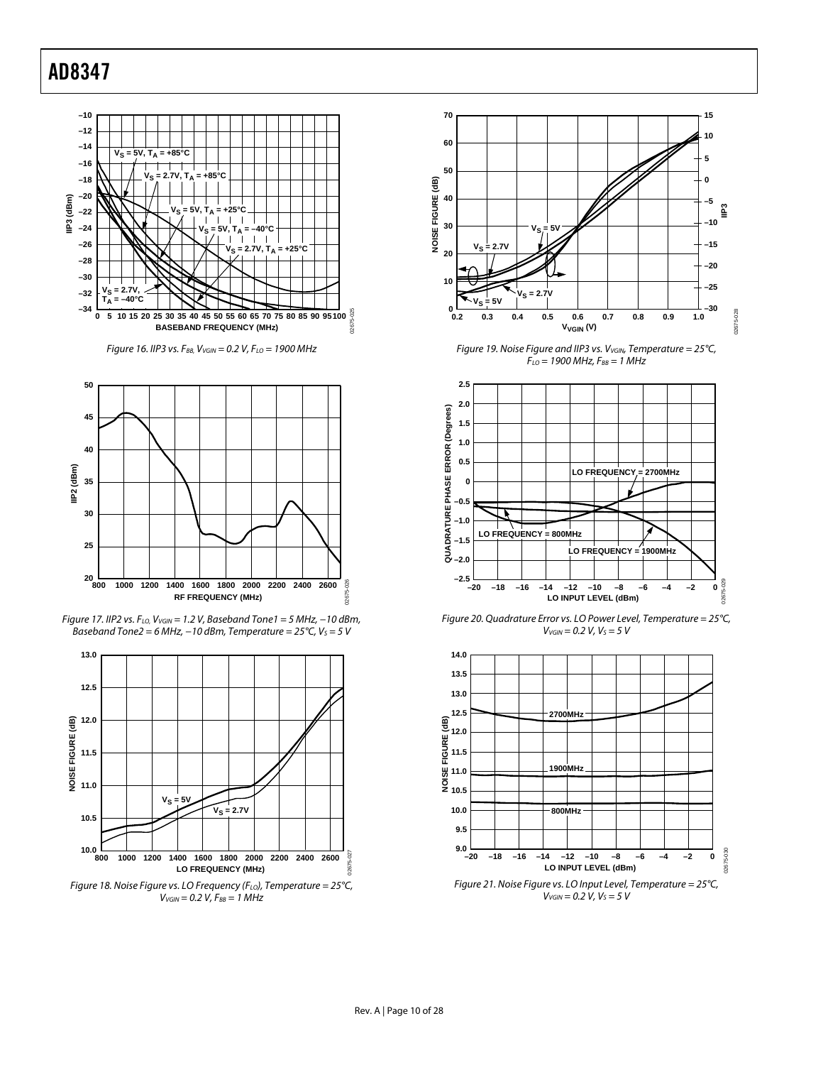−10
−12
−14
−16
−18
−20
−22
−24
−26
−28
−30
−32
−34

IIP3 (dBm)

0 5 10 15 20 25 30 35 40 45 50 55 60 65 70 75 80 85 90 95 100

BASEBAND FREQUENCY (MHz)

$V_S$ = 5V, $T_A$ = +85°C
$V_S$ = 2.7V, $T_A$ = +85°C
$V_S$ = 5V, $T_A$ = +25°C
$V_S$ = 5V, $T_A$ = −40°C
$V_S$ = 2.7V, $T_A$ = +25°C
$V_S$ = 2.7V, $T_A$ = −40°C

02675-025

*Figure 16. IIP3 vs. $F_{BB}$, $V_{VGIN}$ = 0.2 V, $F_{LO}$ = 1900 MHz*

50
45
40
35
30
25
20

IIP2 (dBm)

800 1000 1200 1400 1600 1800 2000 2200 2400 2600

RF FREQUENCY (MHz)

02675-026

*Figure 17. IIP2 vs. $F_{LO}$, $V_{VGIN}$ = 1.2 V, Baseband Tone1 = 5 MHz, −10 dBm, Baseband Tone2 = 6 MHz, −10 dBm, Temperature = 25°C, $V_S$ = 5 V*

13.0
12.5
12.0
11.5
11.0
10.5
10.0

NOISE FIGURE (dB)

800 1000 1200 1400 1600 1800 2000 2200 2400 2600

LO FREQUENCY (MHz)

$V_S$ = 5V
$V_S$ = 2.7V

02675-027

*Figure 18. Noise Figure vs. LO Frequency ($F_{LO}$), Temperature = 25°C, $V_{VGIN}$ = 0.2 V, $F_{BB}$ = 1 MHz*

70
60
50
40
30
20
10
0

NOISE FIGURE (dB)

15
10
5
0
−5
−10
−15
−20
−25
−30

IIP3

0.2 0.3 0.4 0.5 0.6 0.7 0.8 0.9 1.0

$V_{VGIN}$ (V)

$V_S$ = 5V
$V_S$ = 2.7V
$V_S$ = 2.7V
$V_S$ = 5V

02675-028

*Figure 19. Noise Figure and IIP3 vs. $V_{VGIN}$, Temperature = 25°C, $F_{LO}$ = 1900 MHz, $F_{BB}$ = 1 MHz*

2.5
2.0
1.5
1.0
0.5
0
−0.5
−1.0
−1.5
−2.0
−2.5

QUADRATURE PHASE ERROR (Degrees)

−20 −18 −16 −14 −12 −10 −8 −6 −4 −2 0

LO INPUT LEVEL (dBm)

LO FREQUENCY = 2700MHz
LO FREQUENCY = 800MHz
LO FREQUENCY = 1900MHz

02675-029

*Figure 20. Quadrature Error vs. LO Power Level, Temperature = 25°C, $V_{VGIN}$ = 0.2 V, $V_S$ = 5 V*

14.0
13.5
13.0
12.5
12.0
11.5
11.0
10.5
10.0
9.5
9.0

NOISE FIGURE (dB)

−20 −18 −16 −14 −12 −10 −8 −6 −4 −2 0

LO INPUT LEVEL (dBm)

2700MHz
1900MHz
800MHz

02675-030

*Figure 21. Noise Figure vs. LO Input Level, Temperature = 25°C, $V_{VGIN}$ = 0.2 V, $V_S$ = 5 V*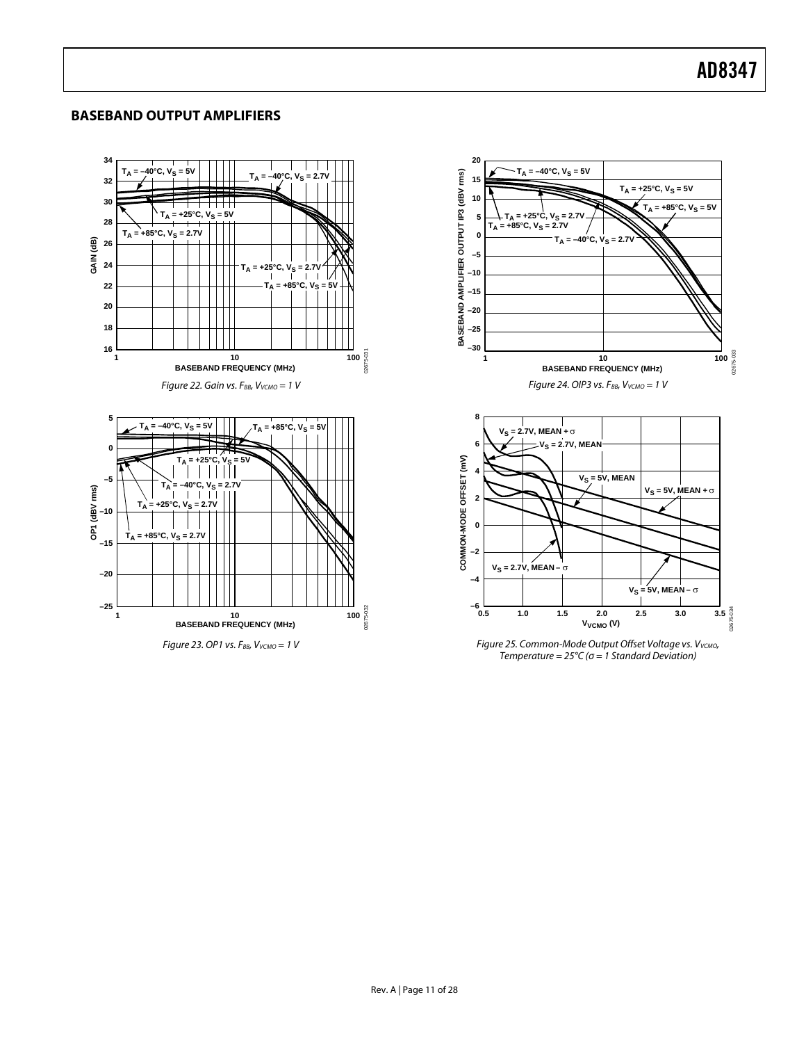## BASEBAND OUTPUT AMPLIFIERS

GAIN (dB)
34
32
30
28
26
24
22
20
18
16
1
10
100
BASEBAND FREQUENCY (MHz)
$T_A$ = –40°C, $V_S$ = 5V
$T_A$ = –40°C, $V_S$ = 2.7V
$T_A$ = +25°C, $V_S$ = 5V
$T_A$ = +85°C, $V_S$ = 2.7V
$T_A$ = +25°C, $V_S$ = 2.7V
$T_A$ = +85°C, $V_S$ = 5V
02675-031

*Figure 22. Gain vs. $F_{BB}$, $V_{VCMO}$ = 1 V*

BASEBAND AMPLIFIER OUTPUT IP3 (dBV rms)
20
15
10
5
0
–5
–10
–15
–20
–25
–30
1
10
100
BASEBAND FREQUENCY (MHz)
$T_A$ = –40°C, $V_S$ = 5V
$T_A$ = +25°C, $V_S$ = 5V
$T_A$ = +85°C, $V_S$ = 5V
$T_A$ = +25°C, $V_S$ = 2.7V
$T_A$ = +85°C, $V_S$ = 2.7V
$T_A$ = –40°C, $V_S$ = 2.7V
02675-033

*Figure 24. OIP3 vs. $F_{BB}$, $V_{VCMO}$ = 1 V*

OP1 (dBV rms)
5
0
–5
–10
–15
–20
–25
1
10
100
BASEBAND FREQUENCY (MHz)
$T_A$ = –40°C, $V_S$ = 5V
$T_A$ = +85°C, $V_S$ = 5V
$T_A$ = +25°C, $V_S$ = 5V
$T_A$ = –40°C, $V_S$ = 2.7V
$T_A$ = +25°C, $V_S$ = 2.7V
$T_A$ = +85°C, $V_S$ = 2.7V
02675-032

*Figure 23. OP1 vs. $F_{BB}$, $V_{VCMO}$ = 1 V*

COMMON-MODE OFFSET (mV)
8
6
4
2
0
–2
–4
–6
0.5
1.0
1.5
2.0
2.5
3.0
3.5
$V_{VCMO}$ (V)
$V_S$ = 2.7V, MEAN + σ
$V_S$ = 2.7V, MEAN
$V_S$ = 5V, MEAN
$V_S$ = 5V, MEAN + σ
$V_S$ = 2.7V, MEAN – σ
$V_S$ = 5V, MEAN – σ
02675-034

*Figure 25. Common-Mode Output Offset Voltage vs. $V_{VCMO}$, Temperature = 25°C (σ = 1 Standard Deviation)*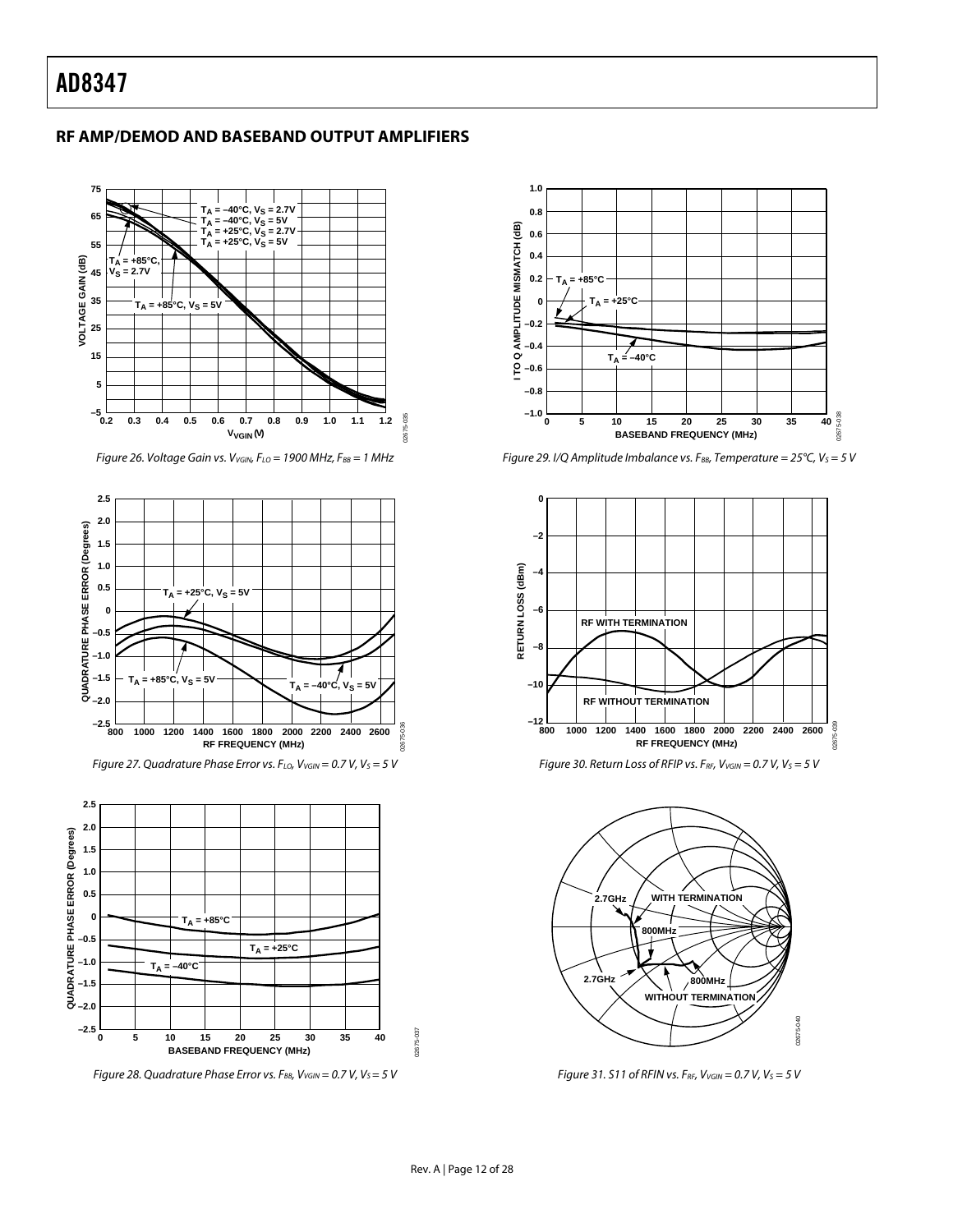## RF AMP/DEMOD AND BASEBAND OUTPUT AMPLIFIERS

75
65
55
45
35
25
15
5
–5
VOLTAGE GAIN (dB)
0.2 0.3 0.4 0.5 0.6 0.7 0.8 0.9 1.0 1.1 1.2
$V_{VGIN}$ (V)
$T_A$ = –40°C, $V_S$ = 2.7V
$T_A$ = –40°C, $V_S$ = 5V
$T_A$ = +25°C, $V_S$ = 2.7V
$T_A$ = +25°C, $V_S$ = 5V
$T_A$ = +85°C, $V_S$ = 2.7V
$T_A$ = +85°C, $V_S$ = 5V
02675-035

*Figure 26. Voltage Gain vs. $V_{VGIN}$, $F_{LO}$ = 1900 MHz, $F_{BB}$ = 1 MHz*

1.0
0.8
0.6
0.4
0.2
0
–0.2
–0.4
–0.6
–0.8
–1.0
I TO Q AMPLITUDE MISMATCH (dB)
0 5 10 15 20 25 30 35 40
BASEBAND FREQUENCY (MHz)
$T_A$ = +85°C
$T_A$ = +25°C
$T_A$ = –40°C
02675-038

*Figure 29. I/Q Amplitude Imbalance vs. $F_{BB}$, Temperature = 25°C, $V_S$ = 5 V*

2.5
2.0
1.5
1.0
0.5
0
–0.5
–1.0
–1.5
–2.0
–2.5
QUADRATURE PHASE ERROR (Degrees)
800 1000 1200 1400 1600 1800 2000 2200 2400 2600
RF FREQUENCY (MHz)
$T_A$ = +25°C, $V_S$ = 5V
$T_A$ = +85°C, $V_S$ = 5V
$T_A$ = –40°C, $V_S$ = 5V
02675-036

*Figure 27. Quadrature Phase Error vs. $F_{LO}$, $V_{VGIN}$ = 0.7 V, $V_S$ = 5 V*

0
–2
–4
–6
–8
–10
–12
RETURN LOSS (dBm)
800 1000 1200 1400 1600 1800 2000 2200 2400 2600
RF FREQUENCY (MHz)
RF WITH TERMINATION
RF WITHOUT TERMINATION
02675-039

*Figure 30. Return Loss of RFIP vs. $F_{RF}$, $V_{VGIN}$ = 0.7 V, $V_S$ = 5 V*

2.5
2.0
1.5
1.0
0.5
0
–0.5
–1.0
–1.5
–2.0
–2.5
QUADRATURE PHASE ERROR (Degrees)
0 5 10 15 20 25 30 35 40
BASEBAND FREQUENCY (MHz)
$T_A$ = +85°C
$T_A$ = +25°C
$T_A$ = –40°C
02675-037

*Figure 28. Quadrature Phase Error vs. $F_{BB}$, $V_{VGIN}$ = 0.7 V, $V_S$ = 5 V*

2.7GHz
WITH TERMINATION
800MHz
2.7GHz
800MHz
WITHOUT TERMINATION
02675-040

*Figure 31. S11 of RFIN vs. $F_{RF}$, $V_{VGIN}$ = 0.7 V, $V_S$ = 5 V*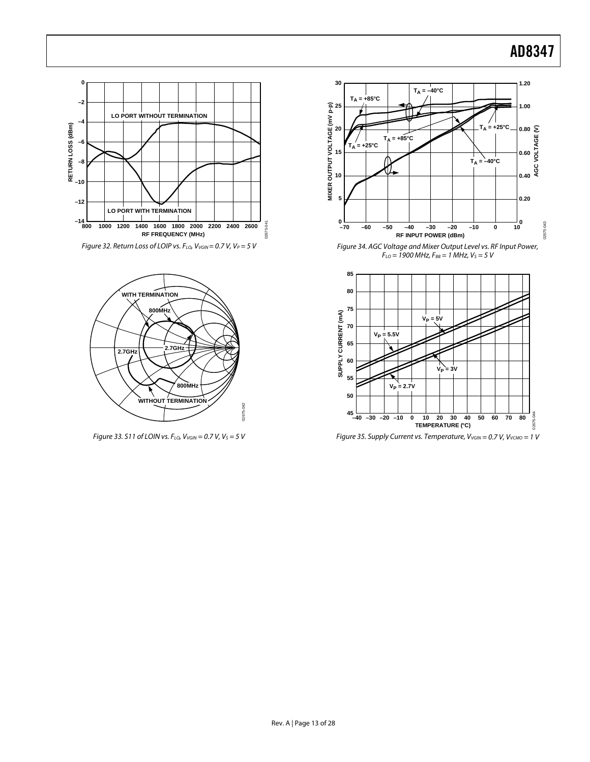0
−2
−4
−6
−8
−10
−12
−14
RETURN LOSS (dBm)
800 1000 1200 1400 1600 1800 2000 2200 2400 2600
RF FREQUENCY (MHz)
LO PORT WITHOUT TERMINATION
LO PORT WITH TERMINATION
02675-041

Figure 32. Return Loss of LOIP vs. $F_{LO}$, $V_{VGIN}$ = 0.7 V, $V_P$ = 5 V

WITH TERMINATION
800MHz
2.7GHz
2.7GHz
800MHz
WITHOUT TERMINATION
02675-042

Figure 33. S11 of LOIN vs. $F_{LO}$, $V_{VGIN}$ = 0.7 V, $V_S$ = 5 V

30
25
20
15
10
5
0
MIXER OUTPUT VOLTAGE (mV p-p)
1.20
1.00
0.80
0.60
0.40
0.20
0
AGC VOLTAGE (V)
–70 –60 –50 –40 –30 –20 –10 0 10
RF INPUT POWER (dBm)
$T_A$ = +85°C
$T_A$ = –40°C
$T_A$ = +25°C
$T_A$ = +85°C
$T_A$ = +25°C
$T_A$ = –40°C
02675-043

Figure 34. AGC Voltage and Mixer Output Level vs. RF Input Power, $F_{LO}$ = 1900 MHz, $F_{BB}$ = 1 MHz, $V_S$ = 5 V

85
80
75
70
65
60
55
50
45
SUPPLY CURRENT (mA)
–40 –30 –20 –10 0 10 20 30 40 50 60 70 80
TEMPERATURE (°C)
$V_P$ = 5V
$V_P$ = 5.5V
$V_P$ = 3V
$V_P$ = 2.7V
02675-044

Figure 35. Supply Current vs. Temperature, $V_{VGIN}$ = 0.7 V, $V_{VCMO}$ = 1 V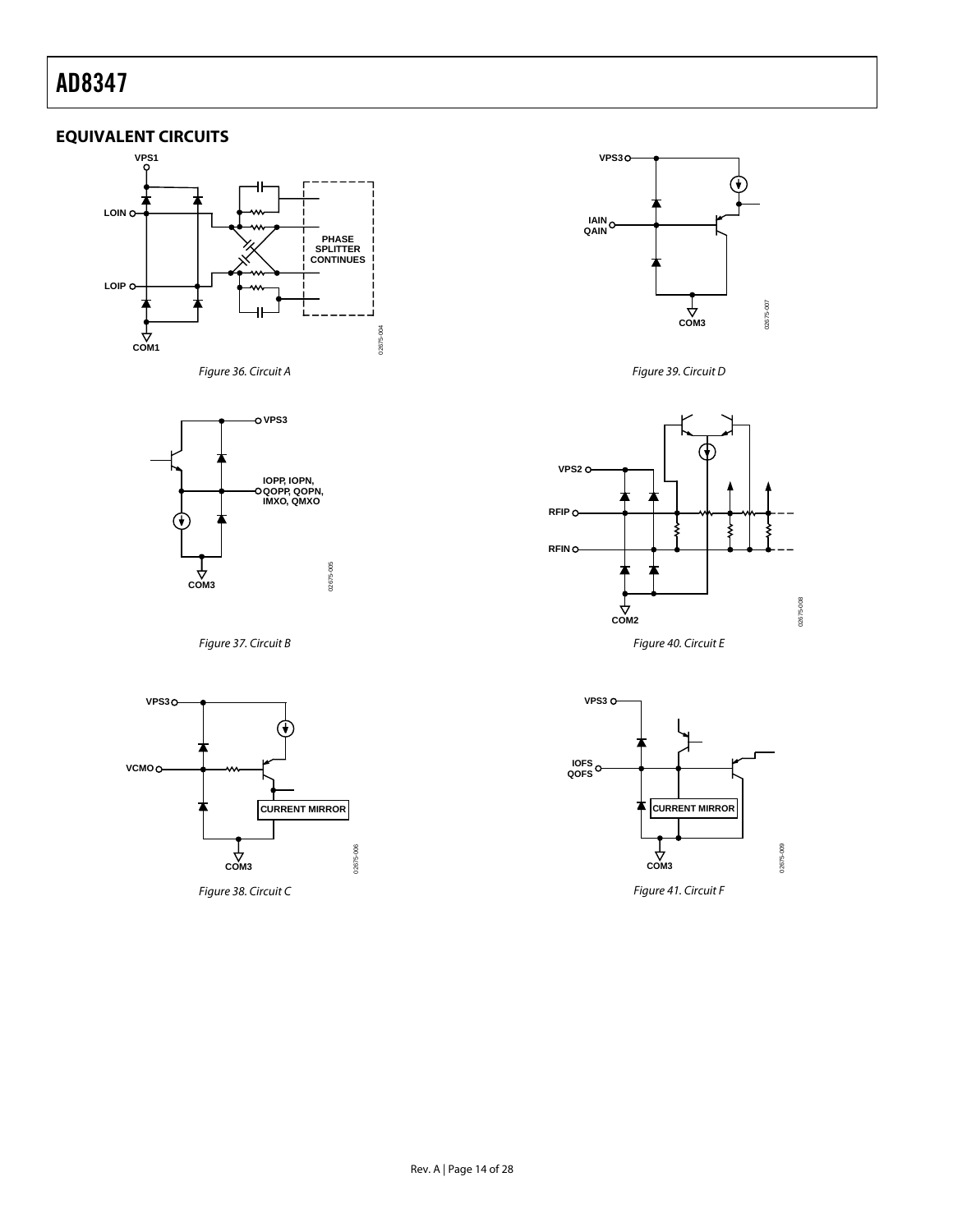## EQUIVALENT CIRCUITS

VPS1
LOIN
LOIP
COM1
PHASE SPLITTER CONTINUES
02675-004

Figure 36. Circuit A

VPS3
IOPP, IOPN, QOPP, QOPN, IMXO, QMXO
COM3
02675-005

Figure 37. Circuit B

VPS3
VCMO
CURRENT MIRROR
COM3
02675-006

Figure 38. Circuit C

VPS3
IAIN
QAIN
COM3
02675-007

Figure 39. Circuit D

VPS2
RFIP
RFIN
COM2
02675-008

Figure 40. Circuit E

VPS3
IOFS
QOFS
CURRENT MIRROR
COM3
02675-009

Figure 41. Circuit F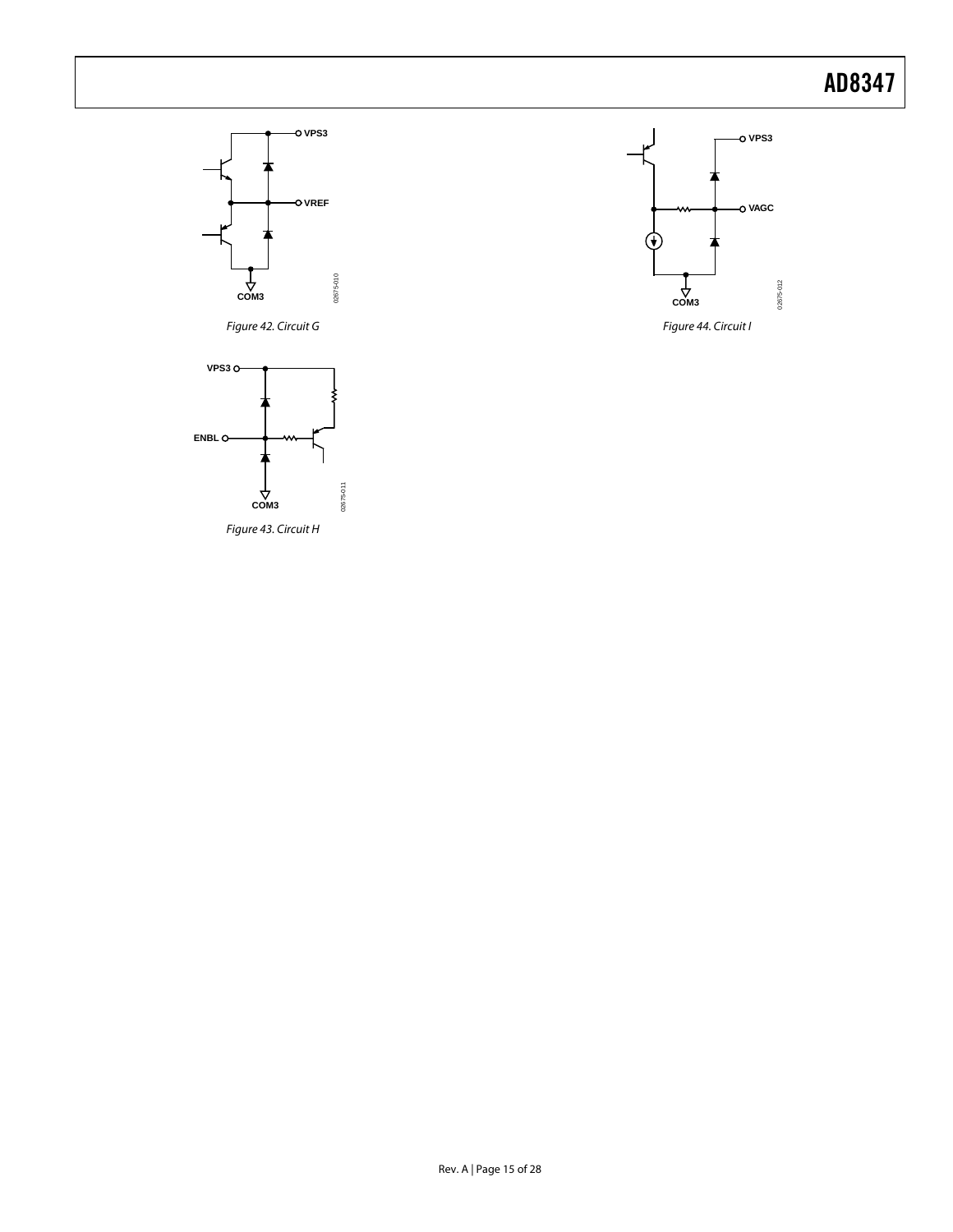Figure 42. Circuit G

Figure 43. Circuit H

Figure 44. Circuit I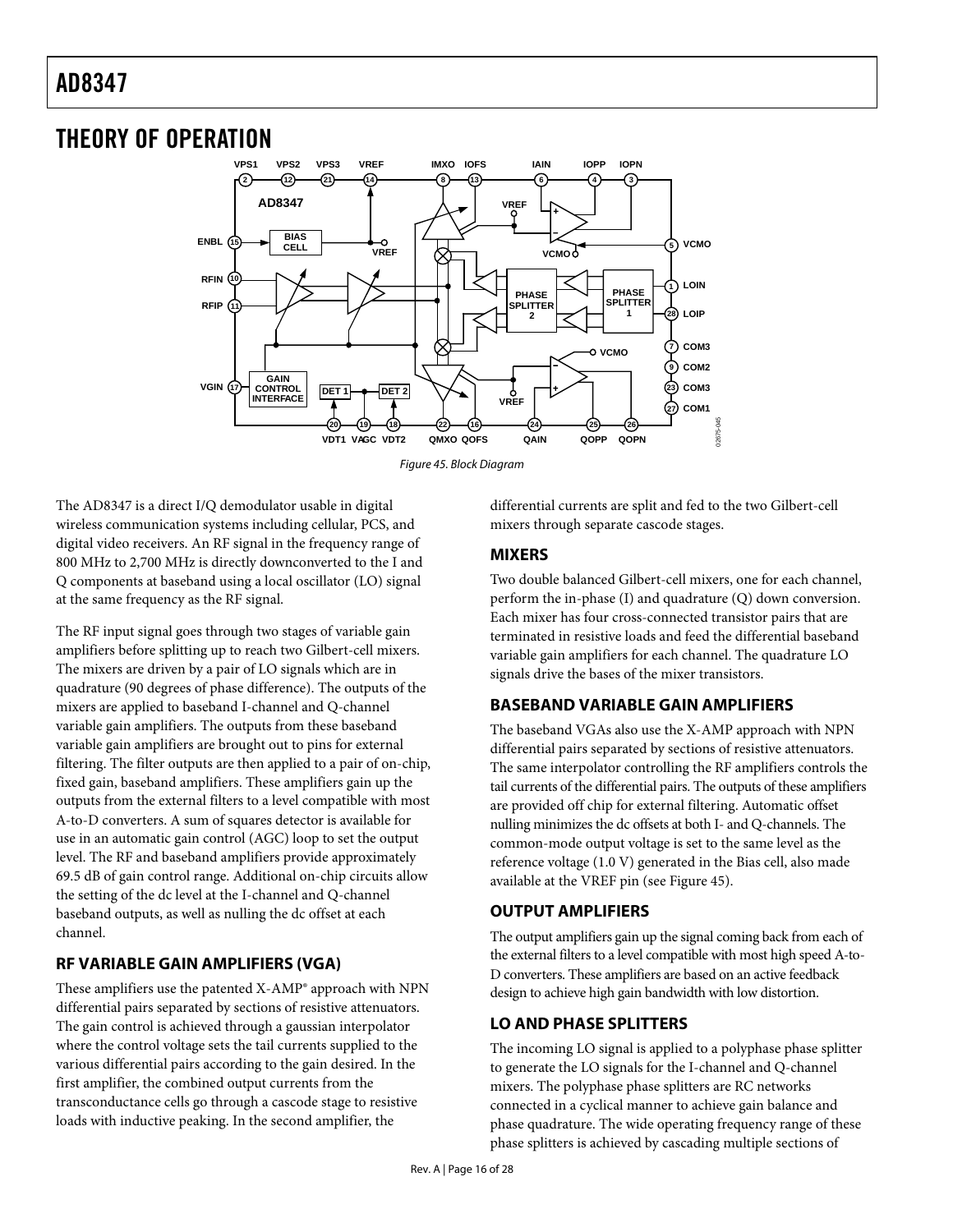# THEORY OF OPERATION

VPS1 VPS2 VPS3 VREF IMXO IOFS IAIN IOPP IOPN

AD8347

ENBL BIAS CELL VREF VCMO

RFIN RFIP LOIN LOIP

PHASE SPLITTER 2

PHASE SPLITTER 1

COM3 COM2 COM3 COM1

VGIN GAIN CONTROL INTERFACE DET 1 DET 2

VDT1 VAGC VDT2 QMXO QOFS QAIN QOPP QOPN

02675-045

Figure 45. Block Diagram

The AD8347 is a direct I/Q demodulator usable in digital wireless communication systems including cellular, PCS, and digital video receivers. An RF signal in the frequency range of 800 MHz to 2,700 MHz is directly downconverted to the I and Q components at baseband using a local oscillator (LO) signal at the same frequency as the RF signal.

The RF input signal goes through two stages of variable gain amplifiers before splitting up to reach two Gilbert-cell mixers. The mixers are driven by a pair of LO signals which are in quadrature (90 degrees of phase difference). The outputs of the mixers are applied to baseband I-channel and Q-channel variable gain amplifiers. The outputs from these baseband variable gain amplifiers are brought out to pins for external filtering. The filter outputs are then applied to a pair of on-chip, fixed gain, baseband amplifiers. These amplifiers gain up the outputs from the external filters to a level compatible with most A-to-D converters. A sum of squares detector is available for use in an automatic gain control (AGC) loop to set the output level. The RF and baseband amplifiers provide approximately 69.5 dB of gain control range. Additional on-chip circuits allow the setting of the dc level at the I-channel and Q-channel baseband outputs, as well as nulling the dc offset at each channel.

## RF VARIABLE GAIN AMPLIFIERS (VGA)

These amplifiers use the patented X-AMP® approach with NPN differential pairs separated by sections of resistive attenuators. The gain control is achieved through a gaussian interpolator where the control voltage sets the tail currents supplied to the various differential pairs according to the gain desired. In the first amplifier, the combined output currents from the transconductance cells go through a cascode stage to resistive loads with inductive peaking. In the second amplifier, the differential currents are split and fed to the two Gilbert-cell mixers through separate cascode stages.

## MIXERS

Two double balanced Gilbert-cell mixers, one for each channel, perform the in-phase (I) and quadrature (Q) down conversion. Each mixer has four cross-connected transistor pairs that are terminated in resistive loads and feed the differential baseband variable gain amplifiers for each channel. The quadrature LO signals drive the bases of the mixer transistors.

## BASEBAND VARIABLE GAIN AMPLIFIERS

The baseband VGAs also use the X-AMP approach with NPN differential pairs separated by sections of resistive attenuators. The same interpolator controlling the RF amplifiers controls the tail currents of the differential pairs. The outputs of these amplifiers are provided off chip for external filtering. Automatic offset nulling minimizes the dc offsets at both I- and Q-channels. The common-mode output voltage is set to the same level as the reference voltage (1.0 V) generated in the Bias cell, also made available at the VREF pin (see Figure 45).

## OUTPUT AMPLIFIERS

The output amplifiers gain up the signal coming back from each of the external filters to a level compatible with most high speed A-to-D converters. These amplifiers are based on an active feedback design to achieve high gain bandwidth with low distortion.

## LO AND PHASE SPLITTERS

The incoming LO signal is applied to a polyphase phase splitter to generate the LO signals for the I-channel and Q-channel mixers. The polyphase phase splitters are RC networks connected in a cyclical manner to achieve gain balance and phase quadrature. The wide operating frequency range of these phase splitters is achieved by cascading multiple sections of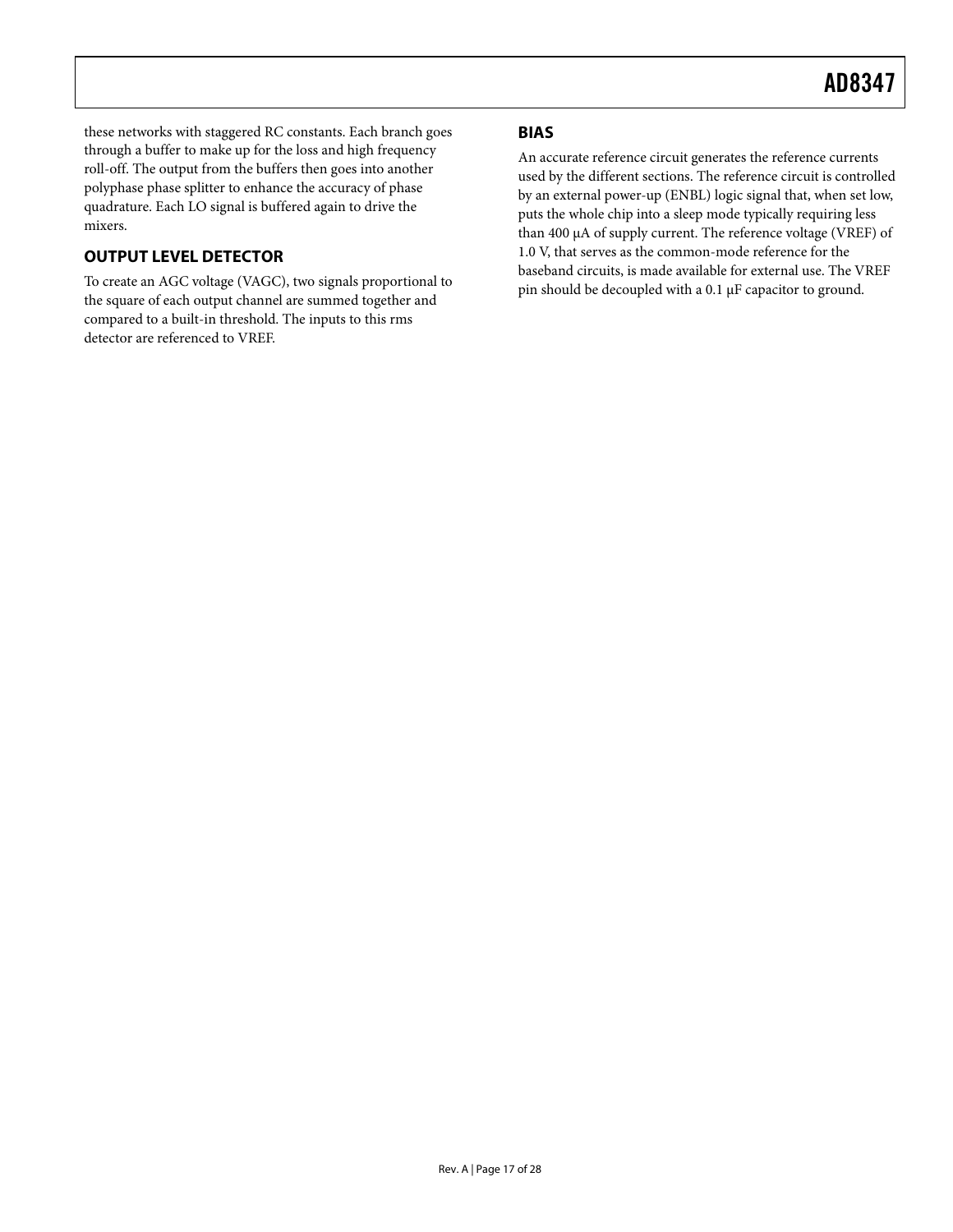these networks with staggered RC constants. Each branch goes through a buffer to make up for the loss and high frequency roll-off. The output from the buffers then goes into another polyphase phase splitter to enhance the accuracy of phase quadrature. Each LO signal is buffered again to drive the mixers.

## OUTPUT LEVEL DETECTOR

To create an AGC voltage (VAGC), two signals proportional to the square of each output channel are summed together and compared to a built-in threshold. The inputs to this rms detector are referenced to VREF.

## BIAS

An accurate reference circuit generates the reference currents used by the different sections. The reference circuit is controlled by an external power-up (ENBL) logic signal that, when set low, puts the whole chip into a sleep mode typically requiring less than 400 μA of supply current. The reference voltage (VREF) of 1.0 V, that serves as the common-mode reference for the baseband circuits, is made available for external use. The VREF pin should be decoupled with a 0.1 μF capacitor to ground.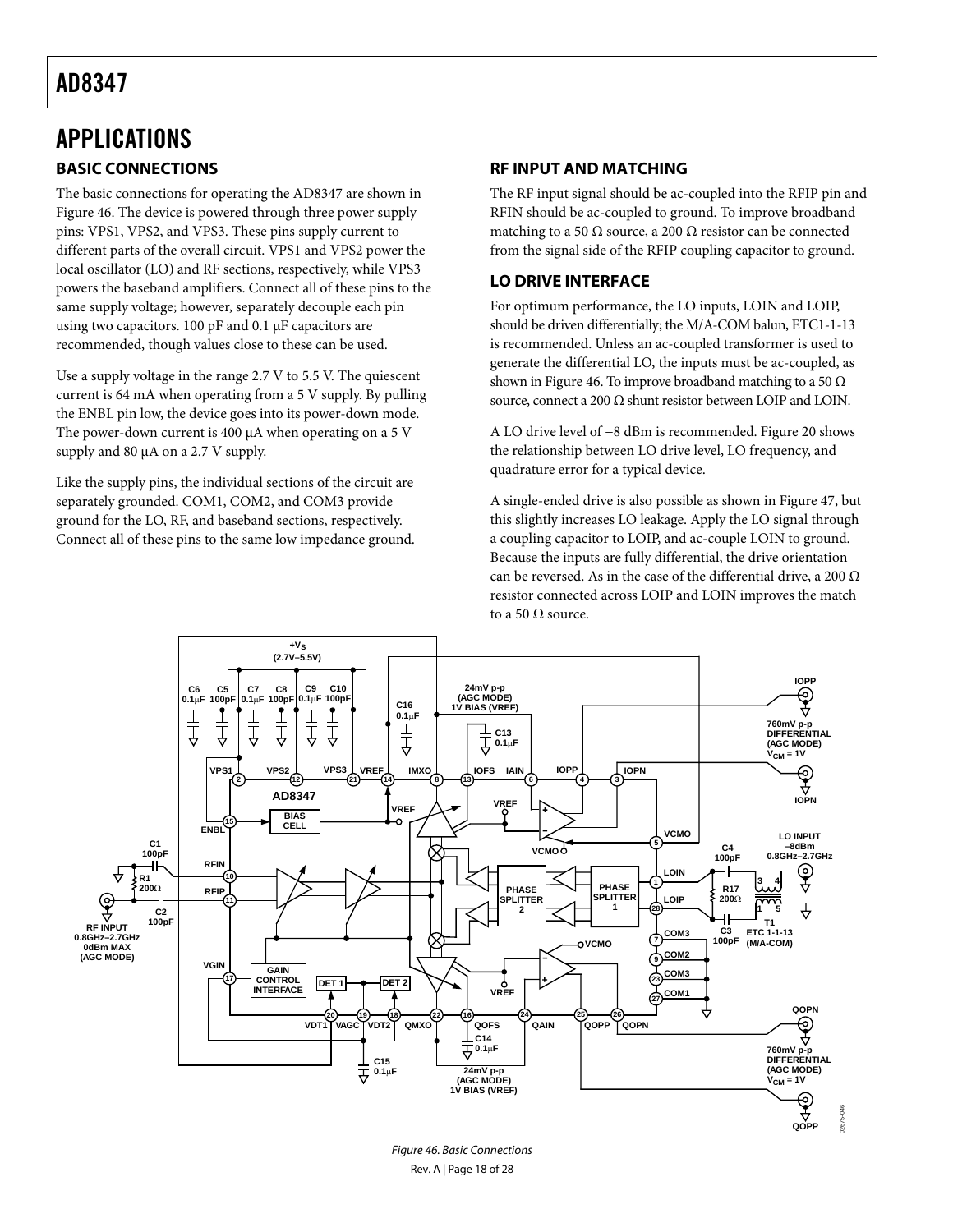## APPLICATIONS

### BASIC CONNECTIONS

The basic connections for operating the AD8347 are shown in Figure 46. The device is powered through three power supply pins: VPS1, VPS2, and VPS3. These pins supply current to different parts of the overall circuit. VPS1 and VPS2 power the local oscillator (LO) and RF sections, respectively, while VPS3 powers the baseband amplifiers. Connect all of these pins to the same supply voltage; however, separately decouple each pin using two capacitors. 100 pF and 0.1 μF capacitors are recommended, though values close to these can be used.

Use a supply voltage in the range 2.7 V to 5.5 V. The quiescent current is 64 mA when operating from a 5 V supply. By pulling the ENBL pin low, the device goes into its power-down mode. The power-down current is 400 μA when operating on a 5 V supply and 80 μA on a 2.7 V supply.

Like the supply pins, the individual sections of the circuit are separately grounded. COM1, COM2, and COM3 provide ground for the LO, RF, and baseband sections, respectively. Connect all of these pins to the same low impedance ground.

### RF INPUT AND MATCHING

The RF input signal should be ac-coupled into the RFIP pin and RFIN should be ac-coupled to ground. To improve broadband matching to a 50 Ω source, a 200 Ω resistor can be connected from the signal side of the RFIP coupling capacitor to ground.

### LO DRIVE INTERFACE

For optimum performance, the LO inputs, LOIN and LOIP, should be driven differentially; the M/A-COM balun, ETC1-1-13 is recommended. Unless an ac-coupled transformer is used to generate the differential LO, the inputs must be ac-coupled, as shown in Figure 46. To improve broadband matching to a 50 Ω source, connect a 200 Ω shunt resistor between LOIP and LOIN.

A LO drive level of −8 dBm is recommended. Figure 20 shows the relationship between LO drive level, LO frequency, and quadrature error for a typical device.

A single-ended drive is also possible as shown in Figure 47, but this slightly increases LO leakage. Apply the LO signal through a coupling capacitor to LOIP, and ac-couple LOIN to ground. Because the inputs are fully differential, the drive orientation can be reversed. As in the case of the differential drive, a 200 Ω resistor connected across LOIP and LOIN improves the match to a 50 Ω source.

+VS (2.7V–5.5V)
C6 0.1μF C5 100pF C7 0.1μF C8 100pF C9 0.1μF C10 100pF
C16 0.1μF
24mV p-p (AGC MODE) 1V BIAS (VREF)
C13 0.1μF
IOPP
760mV p-p DIFFERENTIAL (AGC MODE) VCM = 1V
IOPN
VPS1 VPS2 VPS3 VREF IMXO IOFS IAIN IOPP IOPN
AD8347
BIAS CELL
ENBL
VREF
VCMO
LO INPUT −8dBm 0.8GHz–2.7GHz
C1 100pF
C4 100pF
R1 200Ω
RFIN RFIP
PHASE SPLITTER 2
PHASE SPLITTER 1
LOIN LOIP
R17 200Ω
RF INPUT 0.8GHz–2.7GHz 0dBm MAX (AGC MODE)
C2 100pF
C3 100pF
T1 ETC 1-1-13 (M/A-COM)
COM3 COM2 COM3 COM1
VGIN
GAIN CONTROL INTERFACE
DET 1 DET 2
VDT1 VAGC VDT2 QMXO QOFS QAIN QOPP QOPN
C15 0.1μF
C14 0.1μF
24mV p-p (AGC MODE) 1V BIAS (VREF)
QOPN
760mV p-p DIFFERENTIAL (AGC MODE) VCM = 1V
QOPP

*Figure 46. Basic Connections*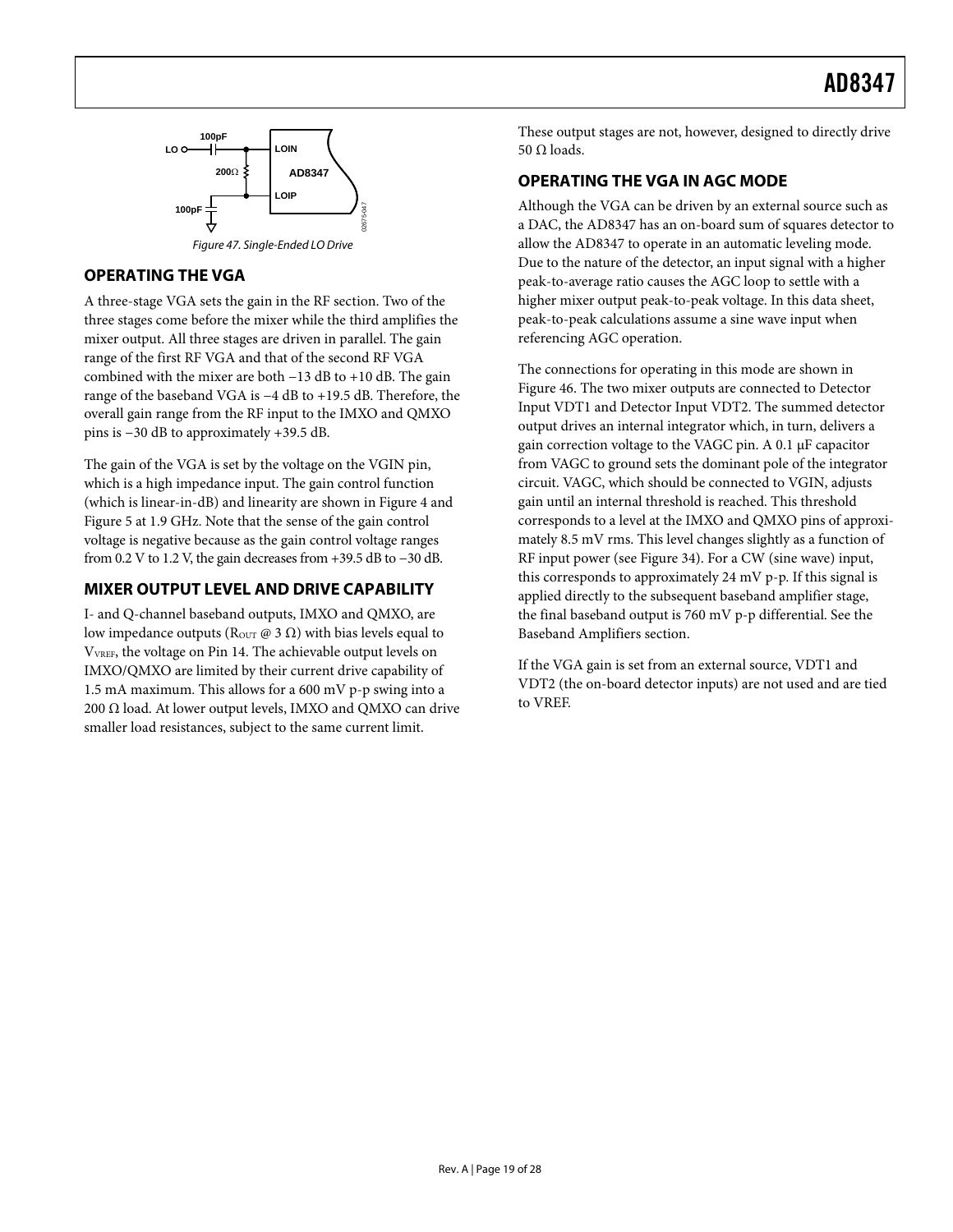LO
100pF
200Ω
100pF
LOIN
AD8347
LOIP
02675-047

Figure 47. Single-Ended LO Drive

## OPERATING THE VGA

A three-stage VGA sets the gain in the RF section. Two of the three stages come before the mixer while the third amplifies the mixer output. All three stages are driven in parallel. The gain range of the first RF VGA and that of the second RF VGA combined with the mixer are both −13 dB to +10 dB. The gain range of the baseband VGA is −4 dB to +19.5 dB. Therefore, the overall gain range from the RF input to the IMXO and QMXO pins is −30 dB to approximately +39.5 dB.

The gain of the VGA is set by the voltage on the VGIN pin, which is a high impedance input. The gain control function (which is linear-in-dB) and linearity are shown in Figure 4 and Figure 5 at 1.9 GHz. Note that the sense of the gain control voltage is negative because as the gain control voltage ranges from 0.2 V to 1.2 V, the gain decreases from +39.5 dB to −30 dB.

## MIXER OUTPUT LEVEL AND DRIVE CAPABILITY

I- and Q-channel baseband outputs, IMXO and QMXO, are low impedance outputs ($R_{OUT}$ @ 3 Ω) with bias levels equal to $V_{VREF}$, the voltage on Pin 14. The achievable output levels on IMXO/QMXO are limited by their current drive capability of 1.5 mA maximum. This allows for a 600 mV p-p swing into a 200 Ω load. At lower output levels, IMXO and QMXO can drive smaller load resistances, subject to the same current limit.

These output stages are not, however, designed to directly drive 50 Ω loads.

## OPERATING THE VGA IN AGC MODE

Although the VGA can be driven by an external source such as a DAC, the AD8347 has an on-board sum of squares detector to allow the AD8347 to operate in an automatic leveling mode. Due to the nature of the detector, an input signal with a higher peak-to-average ratio causes the AGC loop to settle with a higher mixer output peak-to-peak voltage. In this data sheet, peak-to-peak calculations assume a sine wave input when referencing AGC operation.

The connections for operating in this mode are shown in Figure 46. The two mixer outputs are connected to Detector Input VDT1 and Detector Input VDT2. The summed detector output drives an internal integrator which, in turn, delivers a gain correction voltage to the VAGC pin. A 0.1 μF capacitor from VAGC to ground sets the dominant pole of the integrator circuit. VAGC, which should be connected to VGIN, adjusts gain until an internal threshold is reached. This threshold corresponds to a level at the IMXO and QMXO pins of approximately 8.5 mV rms. This level changes slightly as a function of RF input power (see Figure 34). For a CW (sine wave) input, this corresponds to approximately 24 mV p-p. If this signal is applied directly to the subsequent baseband amplifier stage, the final baseband output is 760 mV p-p differential. See the Baseband Amplifiers section.

If the VGA gain is set from an external source, VDT1 and VDT2 (the on-board detector inputs) are not used and are tied to VREF.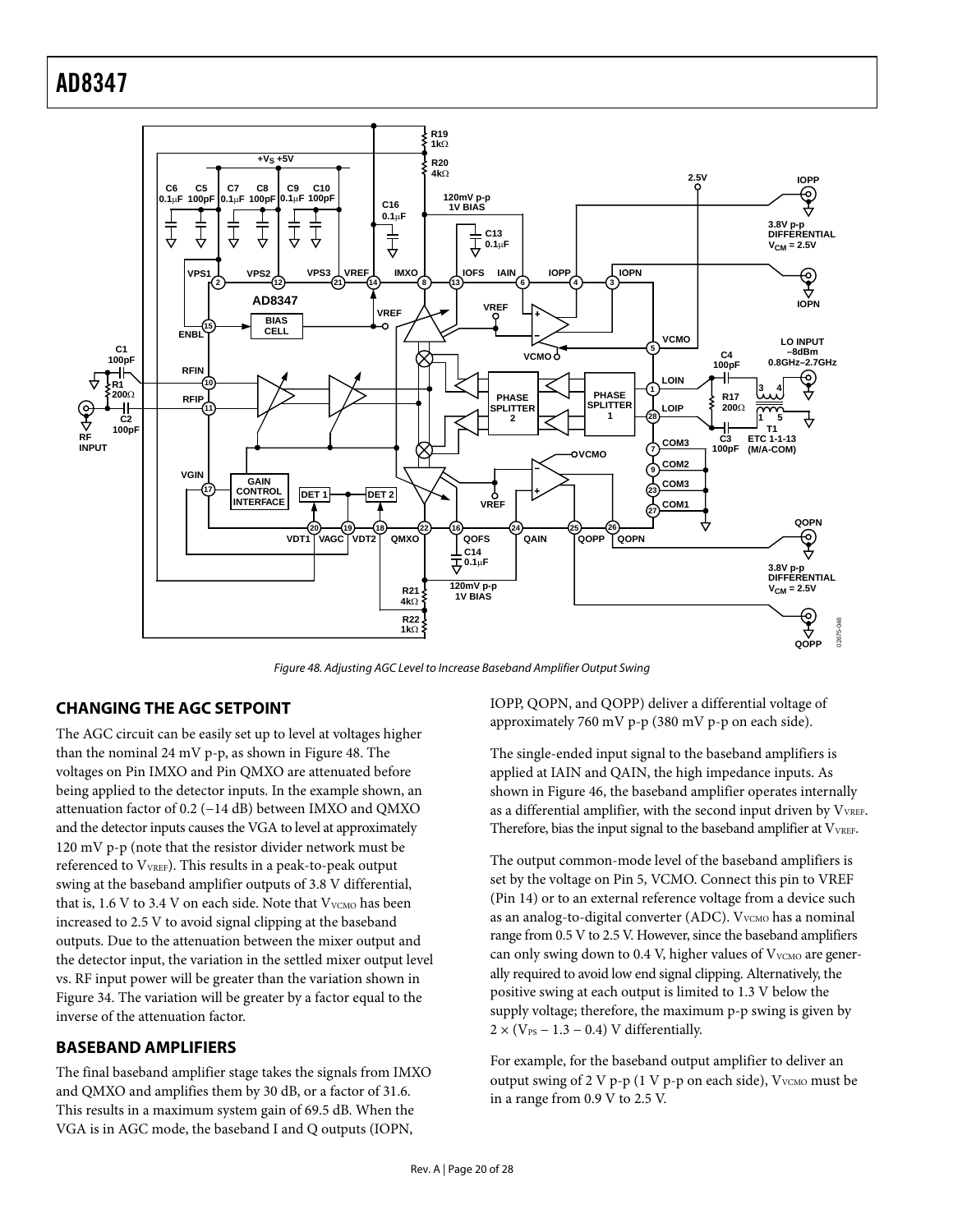Figure 48. Adjusting AGC Level to Increase Baseband Amplifier Output Swing

## CHANGING THE AGC SETPOINT

The AGC circuit can be easily set up to level at voltages higher than the nominal 24 mV p-p, as shown in Figure 48. The voltages on Pin IMXO and Pin QMXO are attenuated before being applied to the detector inputs. In the example shown, an attenuation factor of 0.2 (−14 dB) between IMXO and QMXO and the detector inputs causes the VGA to level at approximately 120 mV p-p (note that the resistor divider network must be referenced to $V_{VREF}$). This results in a peak-to-peak output swing at the baseband amplifier outputs of 3.8 V differential, that is, 1.6 V to 3.4 V on each side. Note that $V_{VCMO}$ has been increased to 2.5 V to avoid signal clipping at the baseband outputs. Due to the attenuation between the mixer output and the detector input, the variation in the settled mixer output level vs. RF input power will be greater than the variation shown in Figure 34. The variation will be greater by a factor equal to the inverse of the attenuation factor.

## BASEBAND AMPLIFIERS

The final baseband amplifier stage takes the signals from IMXO and QMXO and amplifies them by 30 dB, or a factor of 31.6. This results in a maximum system gain of 69.5 dB. When the VGA is in AGC mode, the baseband I and Q outputs (IOPN, IOPP, QOPN, and QOPP) deliver a differential voltage of approximately 760 mV p-p (380 mV p-p on each side).

The single-ended input signal to the baseband amplifiers is applied at IAIN and QAIN, the high impedance inputs. As shown in Figure 46, the baseband amplifier operates internally as a differential amplifier, with the second input driven by $V_{VREF}$. Therefore, bias the input signal to the baseband amplifier at $V_{VREF}$.

The output common-mode level of the baseband amplifiers is set by the voltage on Pin 5, VCMO. Connect this pin to VREF (Pin 14) or to an external reference voltage from a device such as an analog-to-digital converter (ADC). $V_{VCMO}$ has a nominal range from 0.5 V to 2.5 V. However, since the baseband amplifiers can only swing down to 0.4 V, higher values of $V_{VCMO}$ are generally required to avoid low end signal clipping. Alternatively, the positive swing at each output is limited to 1.3 V below the supply voltage; therefore, the maximum p-p swing is given by $2 \times (V_{PS} - 1.3 - 0.4)$ V differentially.

For example, for the baseband output amplifier to deliver an output swing of 2 V p-p (1 V p-p on each side), $V_{VCMO}$ must be in a range from 0.9 V to 2.5 V.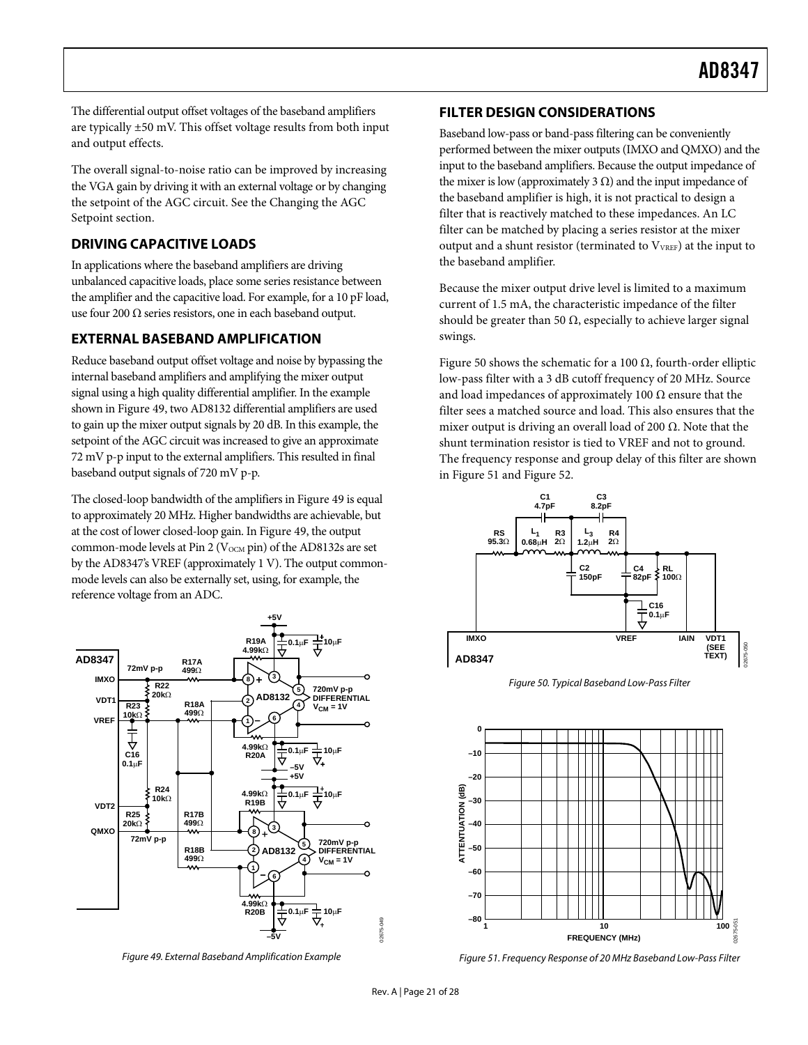The differential output offset voltages of the baseband amplifiers are typically ±50 mV. This offset voltage results from both input and output effects.

The overall signal-to-noise ratio can be improved by increasing the VGA gain by driving it with an external voltage or by changing the setpoint of the AGC circuit. See the Changing the AGC Setpoint section.

## DRIVING CAPACITIVE LOADS

In applications where the baseband amplifiers are driving unbalanced capacitive loads, place some series resistance between the amplifier and the capacitive load. For example, for a 10 pF load, use four 200 Ω series resistors, one in each baseband output.

## EXTERNAL BASEBAND AMPLIFICATION

Reduce baseband output offset voltage and noise by bypassing the internal baseband amplifiers and amplifying the mixer output signal using a high quality differential amplifier. In the example shown in Figure 49, two AD8132 differential amplifiers are used to gain up the mixer output signals by 20 dB. In this example, the setpoint of the AGC circuit was increased to give an approximate 72 mV p-p input to the external amplifiers. This resulted in final baseband output signals of 720 mV p-p.

The closed-loop bandwidth of the amplifiers in Figure 49 is equal to approximately 20 MHz. Higher bandwidths are achievable, but at the cost of lower closed-loop gain. In Figure 49, the output common-mode levels at Pin 2 ($V_{OCM}$ pin) of the AD8132s are set by the AD8347's VREF (approximately 1 V). The output common-mode levels can also be externally set, using, for example, the reference voltage from an ADC.

AD8347
IMXO
VDT1
VREF
VDT2
QMXO
72mV p-p
72mV p-p
R22 20kΩ
R23 10kΩ
C16 0.1μF
R24 10kΩ
R25 20kΩ
R17A 499Ω
R18A 499Ω
R17B 499Ω
R18B 499Ω
R19A 4.99kΩ
R20A 4.99kΩ
R19B 4.99kΩ
R20B 4.99kΩ
+5V
–5V
0.1μF
10μF
AD8132
720mV p-p DIFFERENTIAL $V_{CM}$ = 1V
02675-049

Figure 49. External Baseband Amplification Example

## FILTER DESIGN CONSIDERATIONS

Baseband low-pass or band-pass filtering can be conveniently performed between the mixer outputs (IMXO and QMXO) and the input to the baseband amplifiers. Because the output impedance of the mixer is low (approximately 3 Ω) and the input impedance of the baseband amplifier is high, it is not practical to design a filter that is reactively matched to these impedances. An LC filter can be matched by placing a series resistor at the mixer output and a shunt resistor (terminated to $V_{VREF}$) at the input to the baseband amplifier.

Because the mixer output drive level is limited to a maximum current of 1.5 mA, the characteristic impedance of the filter should be greater than 50 Ω, especially to achieve larger signal swings.

Figure 50 shows the schematic for a 100 Ω, fourth-order elliptic low-pass filter with a 3 dB cutoff frequency of 20 MHz. Source and load impedances of approximately 100 Ω ensure that the filter sees a matched source and load. This also ensures that the mixer output is driving an overall load of 200 Ω. Note that the shunt termination resistor is tied to VREF and not to ground. The frequency response and group delay of this filter are shown in Figure 51 and Figure 52.

C1 4.7pF
C3 8.2pF
RS 95.3Ω
$L_1$ 0.68μH
R3 2Ω
$L_3$ 1.2μH
R4 2Ω
C2 150pF
C4 82pF
RL 100Ω
C16 0.1μF
IMXO
VREF
IAIN
VDT1 (SEE TEXT)
AD8347
02675-050

Figure 50. Typical Baseband Low-Pass Filter

0
–10
–20
–30
–40
–50
–60
–70
–80
ATTENUATION (dB)
1
10
100
FREQUENCY (MHz)
02675-051

Figure 51. Frequency Response of 20 MHz Baseband Low-Pass Filter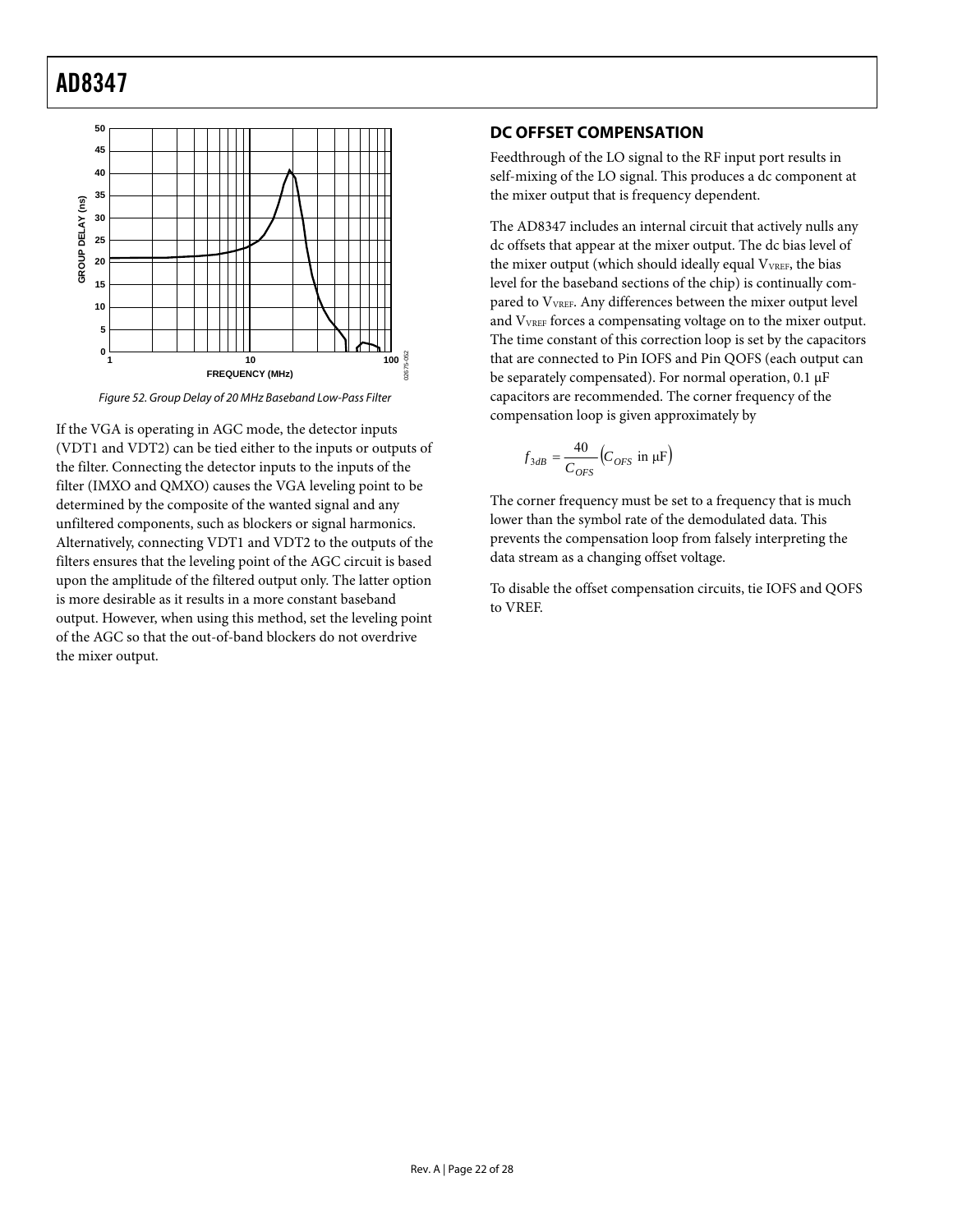50
45
40
35
30
25
20
15
10
5
0
GROUP DELAY (ns)
1
10
100
FREQUENCY (MHz)
02675-052

*Figure 52. Group Delay of 20 MHz Baseband Low-Pass Filter*

If the VGA is operating in AGC mode, the detector inputs (VDT1 and VDT2) can be tied either to the inputs or outputs of the filter. Connecting the detector inputs to the inputs of the filter (IMXO and QMXO) causes the VGA leveling point to be determined by the composite of the wanted signal and any unfiltered components, such as blockers or signal harmonics. Alternatively, connecting VDT1 and VDT2 to the outputs of the filters ensures that the leveling point of the AGC circuit is based upon the amplitude of the filtered output only. The latter option is more desirable as it results in a more constant baseband output. However, when using this method, set the leveling point of the AGC so that the out-of-band blockers do not overdrive the mixer output.

## DC OFFSET COMPENSATION

Feedthrough of the LO signal to the RF input port results in self-mixing of the LO signal. This produces a dc component at the mixer output that is frequency dependent.

The AD8347 includes an internal circuit that actively nulls any dc offsets that appear at the mixer output. The dc bias level of the mixer output (which should ideally equal $V_{VREF}$, the bias level for the baseband sections of the chip) is continually compared to $V_{VREF}$. Any differences between the mixer output level and $V_{VREF}$ forces a compensating voltage on to the mixer output. The time constant of this correction loop is set by the capacitors that are connected to Pin IOFS and Pin QOFS (each output can be separately compensated). For normal operation, 0.1 μF capacitors are recommended. The corner frequency of the compensation loop is given approximately by

$$f_{3dB} = \frac{40}{C_{OFS}} \left( C_{OFS} \text{ in } \mu\text{F} \right)$$

The corner frequency must be set to a frequency that is much lower than the symbol rate of the demodulated data. This prevents the compensation loop from falsely interpreting the data stream as a changing offset voltage.

To disable the offset compensation circuits, tie IOFS and QOFS to VREF.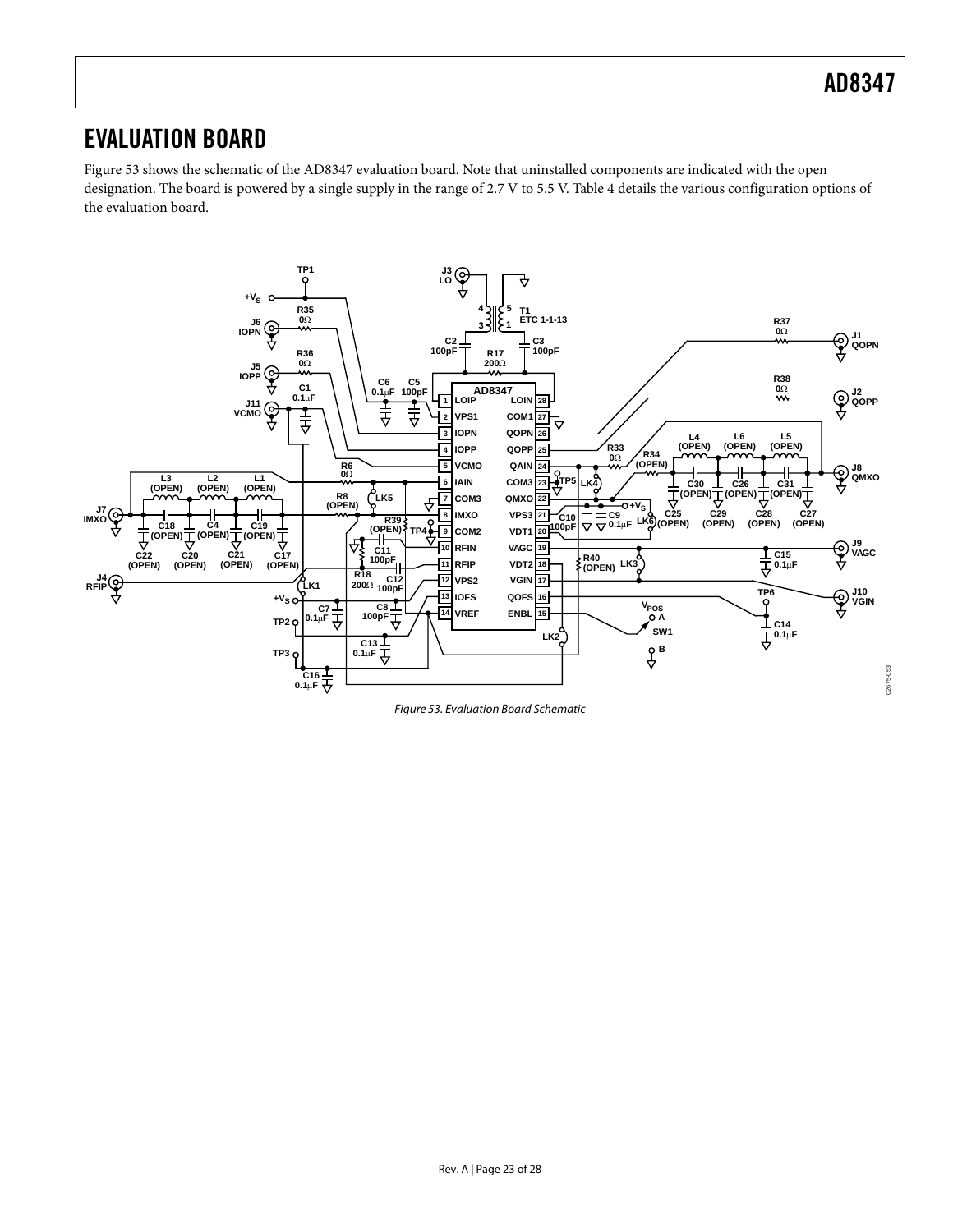# EVALUATION BOARD

Figure 53 shows the schematic of the AD8347 evaluation board. Note that uninstalled components are indicated with the open designation. The board is powered by a single supply in the range of 2.7 V to 5.5 V. Table 4 details the various configuration options of the evaluation board.

Figure 53. Evaluation Board Schematic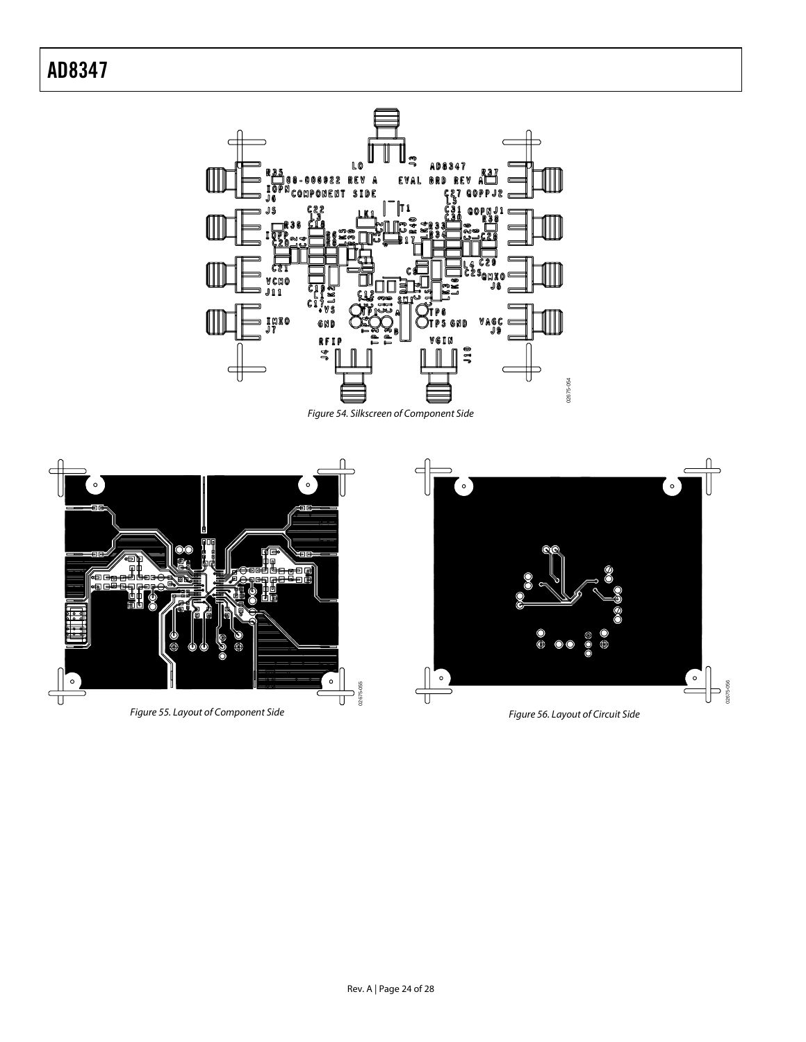Figure 54. Silkscreen of Component Side

Figure 55. Layout of Component Side

Figure 56. Layout of Circuit Side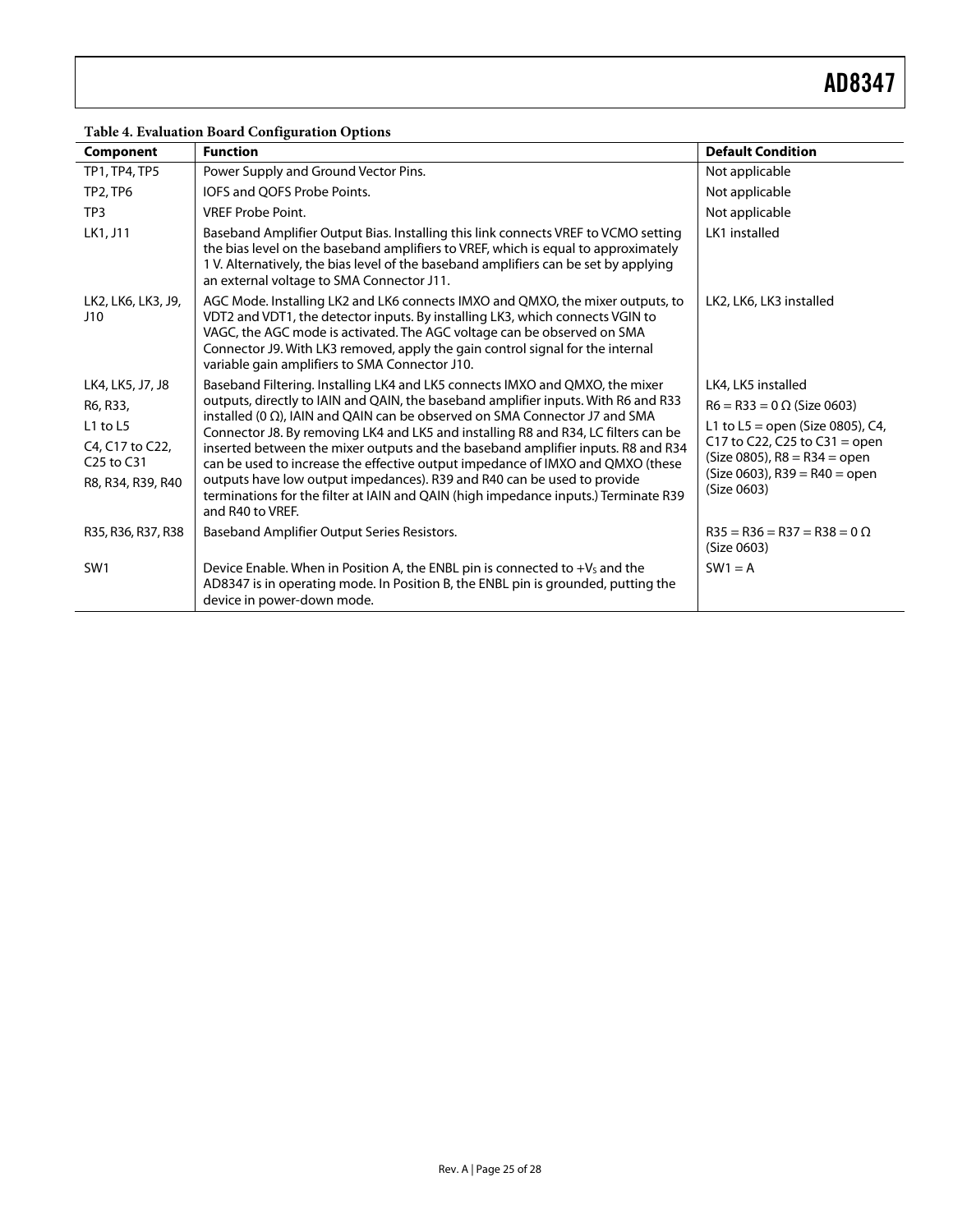**Table 4. Evaluation Board Configuration Options**

| Component | Function | Default Condition |
|---|---|---|
| TP1, TP4, TP5 | Power Supply and Ground Vector Pins. | Not applicable |
| TP2, TP6 | IOFS and QOFS Probe Points. | Not applicable |
| TP3 | VREF Probe Point. | Not applicable |
| LK1, J11 | Baseband Amplifier Output Bias. Installing this link connects VREF to VCMO setting the bias level on the baseband amplifiers to VREF, which is equal to approximately 1 V. Alternatively, the bias level of the baseband amplifiers can be set by applying an external voltage to SMA Connector J11. | LK1 installed |
| LK2, LK6, LK3, J9, J10 | AGC Mode. Installing LK2 and LK6 connects IMXO and QMXO, the mixer outputs, to VDT2 and VDT1, the detector inputs. By installing LK3, which connects VGIN to VAGC, the AGC mode is activated. The AGC voltage can be observed on SMA Connector J9. With LK3 removed, apply the gain control signal for the internal variable gain amplifiers to SMA Connector J10. | LK2, LK6, LK3 installed |
| LK4, LK5, J7, J8<br>R6, R33,<br>L1 to L5<br>C4, C17 to C22, C25 to C31<br>R8, R34, R39, R40 | Baseband Filtering. Installing LK4 and LK5 connects IMXO and QMXO, the mixer outputs, directly to IAIN and QAIN, the baseband amplifier inputs. With R6 and R33 installed (0 Ω), IAIN and QAIN can be observed on SMA Connector J7 and SMA Connector J8. By removing LK4 and LK5 and installing R8 and R34, LC filters can be inserted between the mixer outputs and the baseband amplifier inputs. R8 and R34 can be used to increase the effective output impedance of IMXO and QMXO (these outputs have low output impedances). R39 and R40 can be used to provide terminations for the filter at IAIN and QAIN (high impedance inputs.) Terminate R39 and R40 to VREF. | LK4, LK5 installed<br>R6 = R33 = 0 Ω (Size 0603)<br>L1 to L5 = open (Size 0805), C4, C17 to C22, C25 to C31 = open (Size 0805), R8 = R34 = open (Size 0603), R39 = R40 = open (Size 0603) |
| R35, R36, R37, R38 | Baseband Amplifier Output Series Resistors. | R35 = R36 = R37 = R38 = 0 Ω (Size 0603) |
| SW1 | Device Enable. When in Position A, the ENBL pin is connected to $+V_S$ and the AD8347 is in operating mode. In Position B, the ENBL pin is grounded, putting the device in power-down mode. | SW1 = A |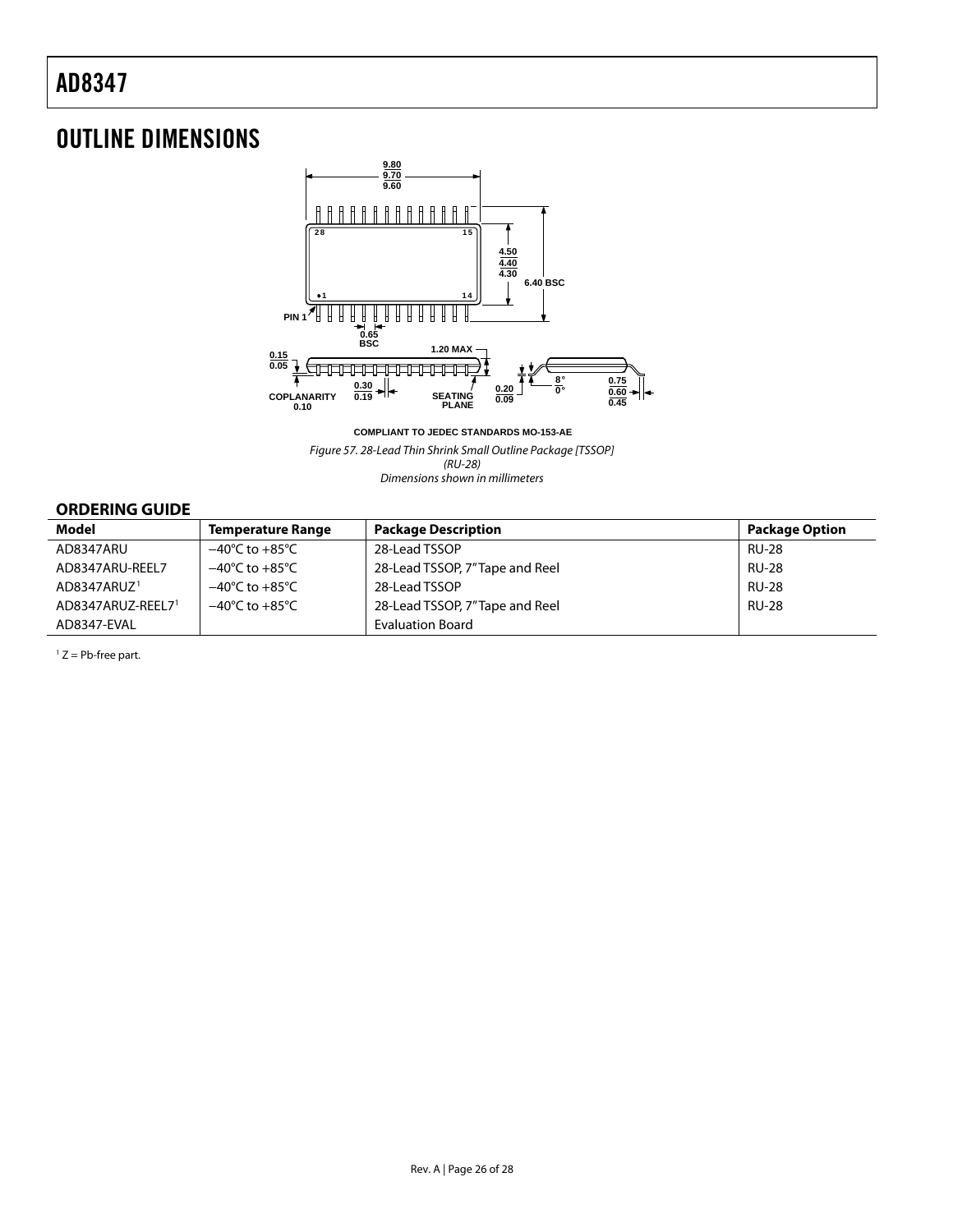## OUTLINE DIMENSIONS

9.80
9.70
9.60

28
15
1
14

4.50
4.40
4.30

6.40 BSC

PIN 1

0.65
BSC

1.20 MAX

0.15
0.05

0.30
0.19

COPLANARITY
0.10

SEATING
PLANE

0.20
0.09

8°
0°

0.75
0.60
0.45

COMPLIANT TO JEDEC STANDARDS MO-153-AE

*Figure 57. 28-Lead Thin Shrink Small Outline Package [TSSOP] (RU-28) Dimensions shown in millimeters*

### ORDERING GUIDE

| Model | Temperature Range | Package Description | Package Option |
|---|---|---|---|
| AD8347ARU | −40°C to +85°C | 28-Lead TSSOP | RU-28 |
| AD8347ARU-REEL7 | −40°C to +85°C | 28-Lead TSSOP, 7" Tape and Reel | RU-28 |
| AD8347ARUZ[1] | −40°C to +85°C | 28-Lead TSSOP | RU-28 |
| AD8347ARUZ-REEL7[1] | −40°C to +85°C | 28-Lead TSSOP, 7" Tape and Reel | RU-28 |
| AD8347-EVAL | | Evaluation Board | |

[1] Z = Pb-free part.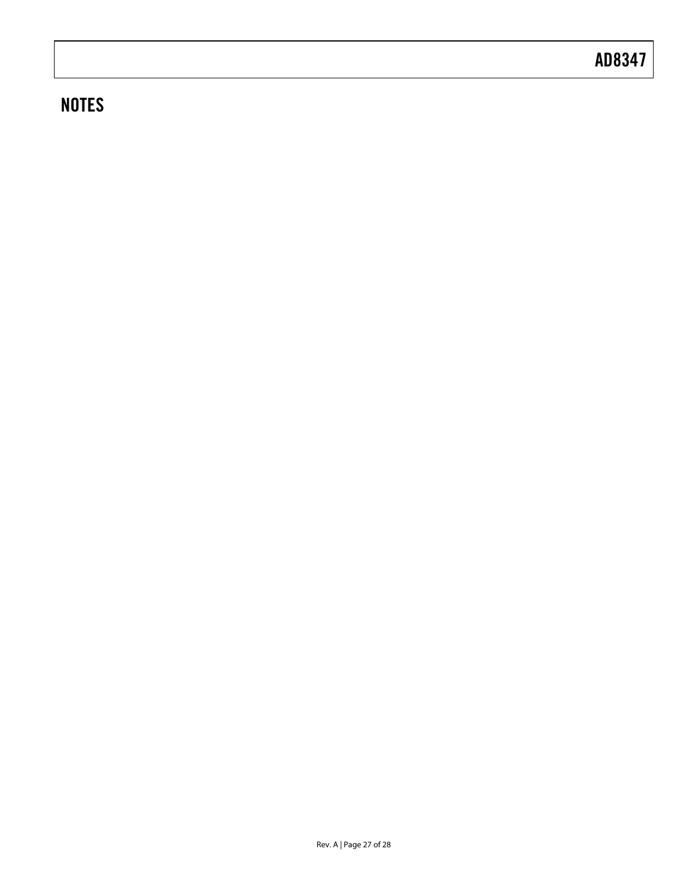## NOTES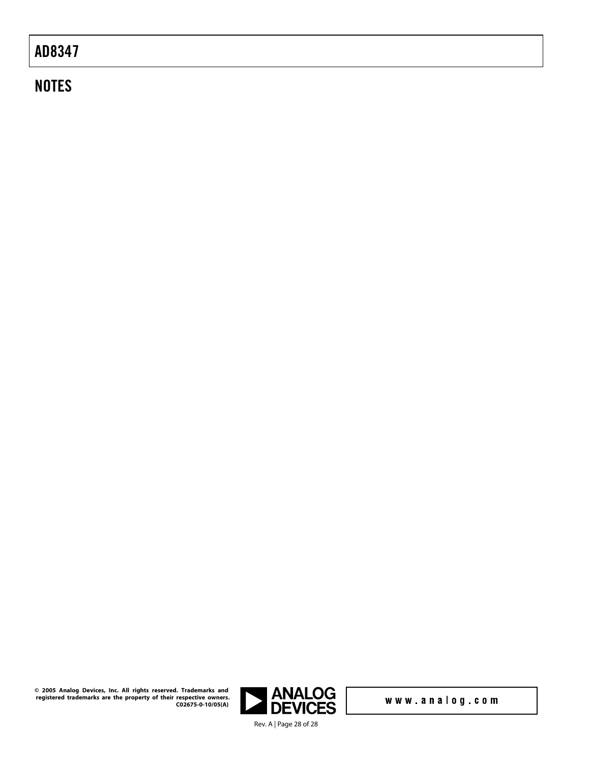## NOTES

© 2005 Analog Devices, Inc. All rights reserved. Trademarks and registered trademarks are the property of their respective owners. C02675-0-10/05(A)

www.analog.com